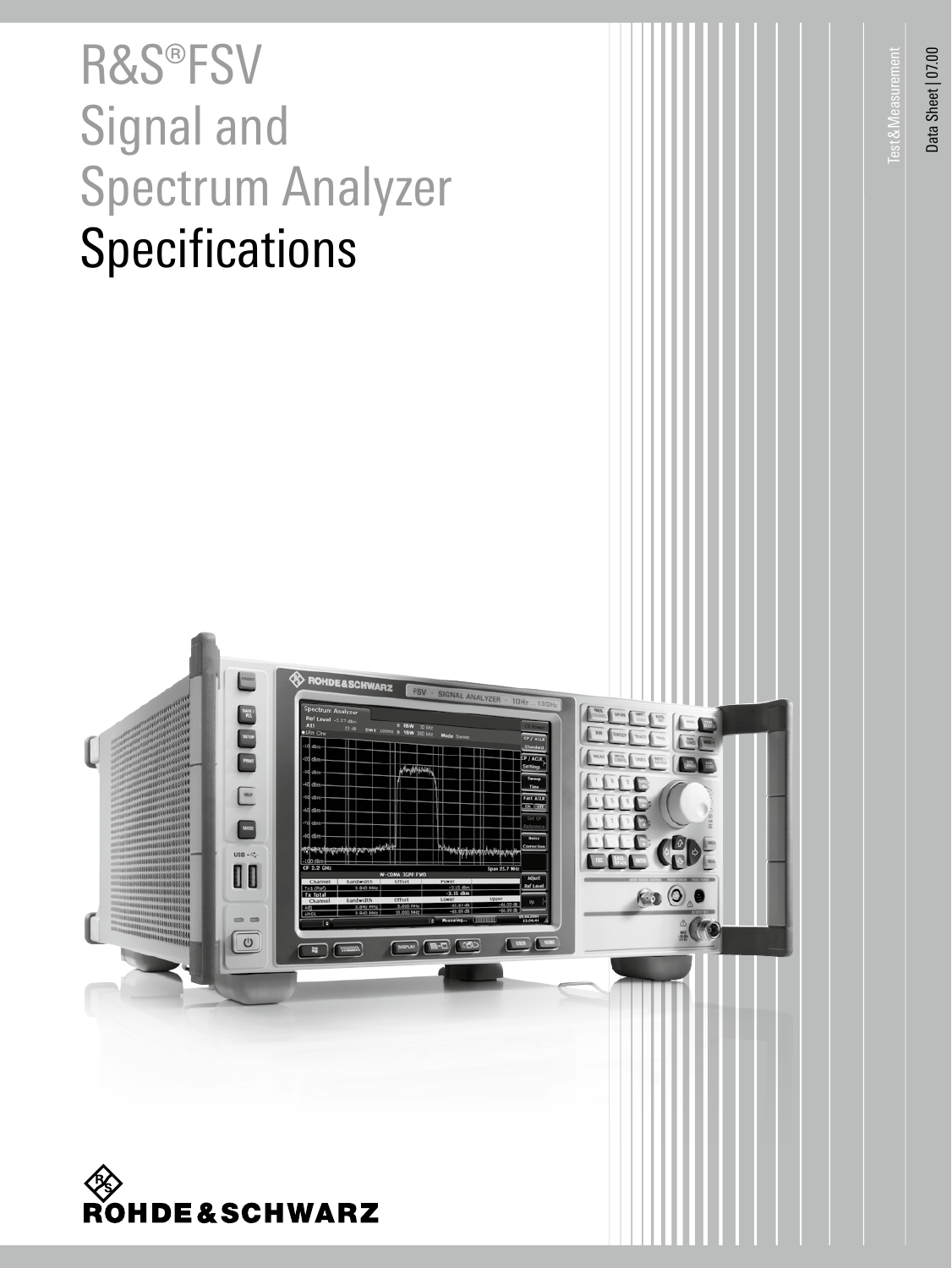# R&S®FSV Signal and Spectrum Analyzer Specifications

Test & Measurement

Data Sheet | 07.00

ROHDE&SCHWARZ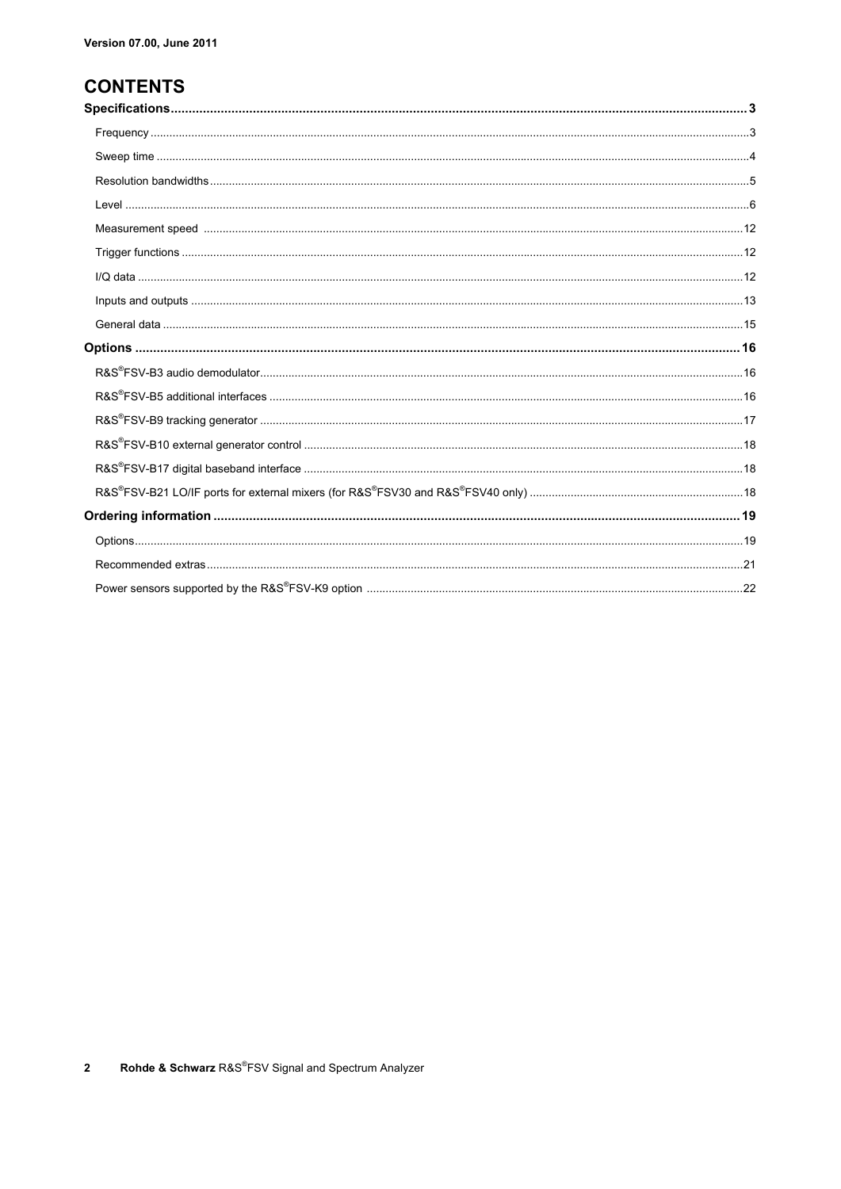Version 07.00, June 2011

# CONTENTS

**Specifications** ... 3

- Frequency ... 3
- Sweep time ... 4
- Resolution bandwidths ... 5
- Level ... 6
- Measurement speed ... 12
- Trigger functions ... 12
- I/Q data ... 12
- Inputs and outputs ... 13
- General data ... 15

**Options** ... 16

- R&S®FSV-B3 audio demodulator ... 16
- R&S®FSV-B5 additional interfaces ... 16
- R&S®FSV-B9 tracking generator ... 17
- R&S®FSV-B10 external generator control ... 18
- R&S®FSV-B17 digital baseband interface ... 18
- R&S®FSV-B21 LO/IF ports for external mixers (for R&S®FSV30 and R&S®FSV40 only) ... 18

**Ordering information** ... 19

- Options ... 19
- Recommended extras ... 21
- Power sensors supported by the R&S®FSV-K9 option ... 22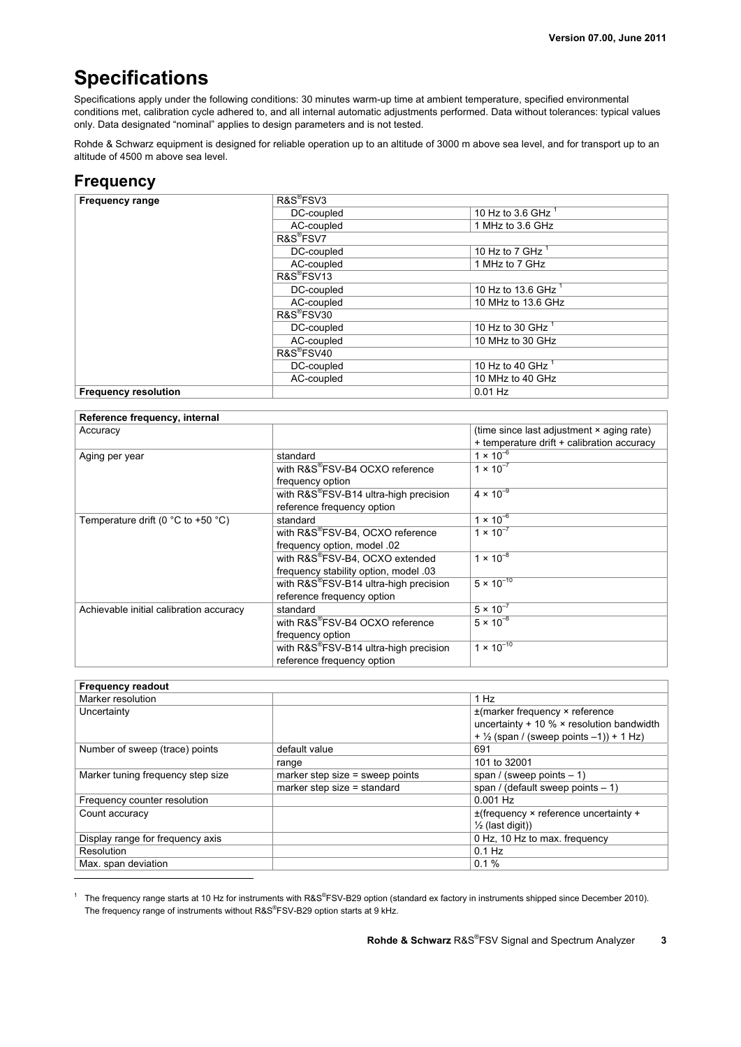# Specifications

Specifications apply under the following conditions: 30 minutes warm-up time at ambient temperature, specified environmental conditions met, calibration cycle adhered to, and all internal automatic adjustments performed. Data without tolerances: typical values only. Data designated "nominal" applies to design parameters and is not tested.

Rohde & Schwarz equipment is designed for reliable operation up to an altitude of 3000 m above sea level, and for transport up to an altitude of 4500 m above sea level.

## Frequency

| **Frequency range** | R&S®FSV3 | |
|---|---|---|
| | DC-coupled | 10 Hz to 3.6 GHz [1] |
| | AC-coupled | 1 MHz to 3.6 GHz |
| | R&S®FSV7 | |
| | DC-coupled | 10 Hz to 7 GHz [1] |
| | AC-coupled | 1 MHz to 7 GHz |
| | R&S®FSV13 | |
| | DC-coupled | 10 Hz to 13.6 GHz [1] |
| | AC-coupled | 10 MHz to 13.6 GHz |
| | R&S®FSV30 | |
| | DC-coupled | 10 Hz to 30 GHz [1] |
| | AC-coupled | 10 MHz to 30 GHz |
| | R&S®FSV40 | |
| | DC-coupled | 10 Hz to 40 GHz [1] |
| | AC-coupled | 10 MHz to 40 GHz |
| **Frequency resolution** | | 0.01 Hz |

| **Reference frequency, internal** | | |
|---|---|---|
| Accuracy | | (time since last adjustment × aging rate) + temperature drift + calibration accuracy |
| Aging per year | standard | $1 \times 10^{-6}$ |
| | with R&S®FSV-B4 OCXO reference frequency option | $1 \times 10^{-7}$ |
| | with R&S®FSV-B14 ultra-high precision reference frequency option | $4 \times 10^{-9}$ |
| Temperature drift (0 °C to +50 °C) | standard | $1 \times 10^{-6}$ |
| | with R&S®FSV-B4, OCXO reference frequency option, model .02 | $1 \times 10^{-7}$ |
| | with R&S®FSV-B4, OCXO extended frequency stability option, model .03 | $1 \times 10^{-8}$ |
| | with R&S®FSV-B14 ultra-high precision reference frequency option | $5 \times 10^{-10}$ |
| Achievable initial calibration accuracy | standard | $5 \times 10^{-7}$ |
| | with R&S®FSV-B4 OCXO reference frequency option | $5 \times 10^{-8}$ |
| | with R&S®FSV-B14 ultra-high precision reference frequency option | $1 \times 10^{-10}$ |

| **Frequency readout** | | |
|---|---|---|
| Marker resolution | | 1 Hz |
| Uncertainty | | ±(marker frequency × reference uncertainty + 10 % × resolution bandwidth + ½ (span / (sweep points –1)) + 1 Hz) |
| Number of sweep (trace) points | default value | 691 |
| | range | 101 to 32001 |
| Marker tuning frequency step size | marker step size = sweep points | span / (sweep points – 1) |
| | marker step size = standard | span / (default sweep points – 1) |
| Frequency counter resolution | | 0.001 Hz |
| Count accuracy | | ±(frequency × reference uncertainty + ½ (last digit)) |
| Display range for frequency axis | | 0 Hz, 10 Hz to max. frequency |
| Resolution | | 0.1 Hz |
| Max. span deviation | | 0.1 % |

[1] The frequency range starts at 10 Hz for instruments with R&S®FSV-B29 option (standard ex factory in instruments shipped since December 2010). The frequency range of instruments without R&S®FSV-B29 option starts at 9 kHz.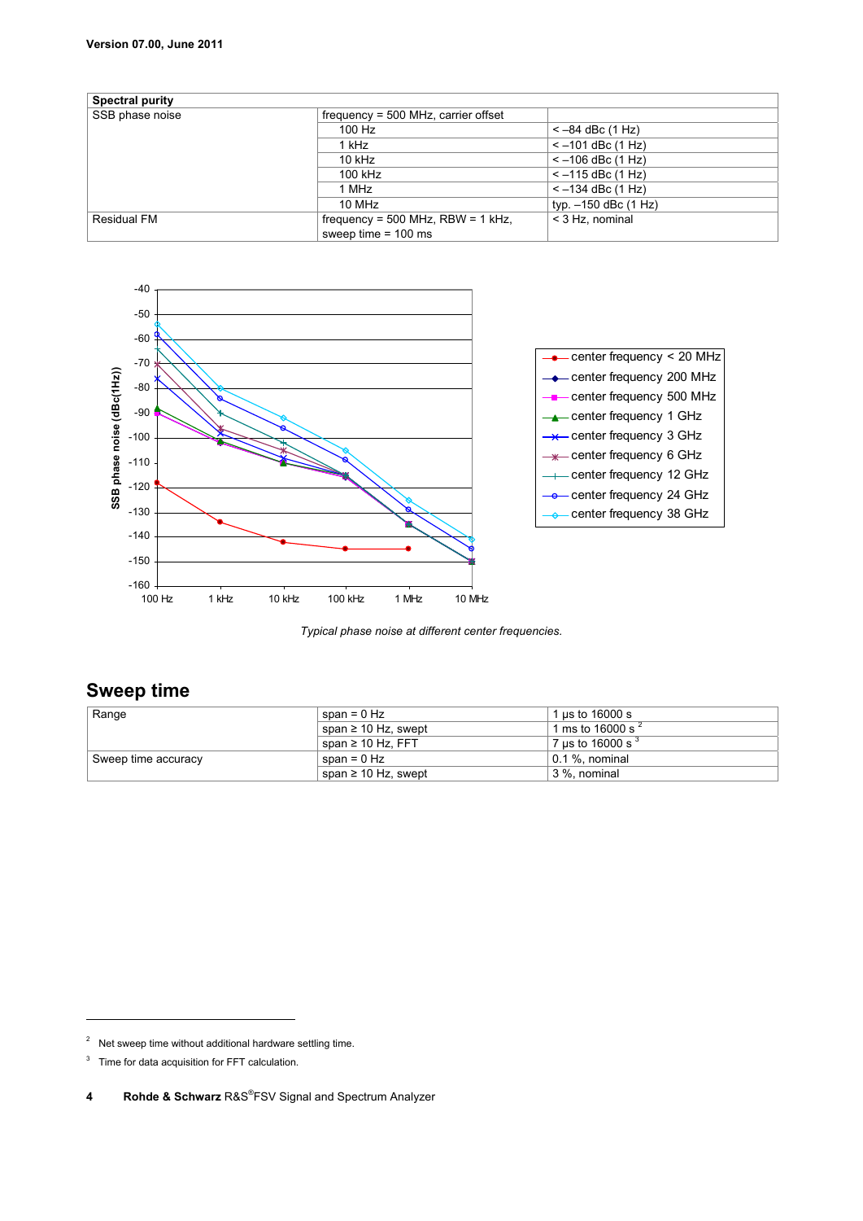Version 07.00, June 2011

| Spectral purity | | |
|---|---|---|
| SSB phase noise | frequency = 500 MHz, carrier offset | |
| | 100 Hz | < –84 dBc (1 Hz) |
| | 1 kHz | < –101 dBc (1 Hz) |
| | 10 kHz | < –106 dBc (1 Hz) |
| | 100 kHz | < –115 dBc (1 Hz) |
| | 1 MHz | < –134 dBc (1 Hz) |
| | 10 MHz | typ. –150 dBc (1 Hz) |
| Residual FM | frequency = 500 MHz, RBW = 1 kHz, sweep time = 100 ms | < 3 Hz, nominal |

*Typical phase noise at different center frequencies.*

## Sweep time

| Range | span = 0 Hz | 1 µs to 16000 s |
|---|---|---|
| | span ≥ 10 Hz, swept | 1 ms to 16000 s [2] |
| | span ≥ 10 Hz, FFT | 7 µs to 16000 s [3] |
| Sweep time accuracy | span = 0 Hz | 0.1 %, nominal |
| | span ≥ 10 Hz, swept | 3 %, nominal |

[2] Net sweep time without additional hardware settling time.

[3] Time for data acquisition for FFT calculation.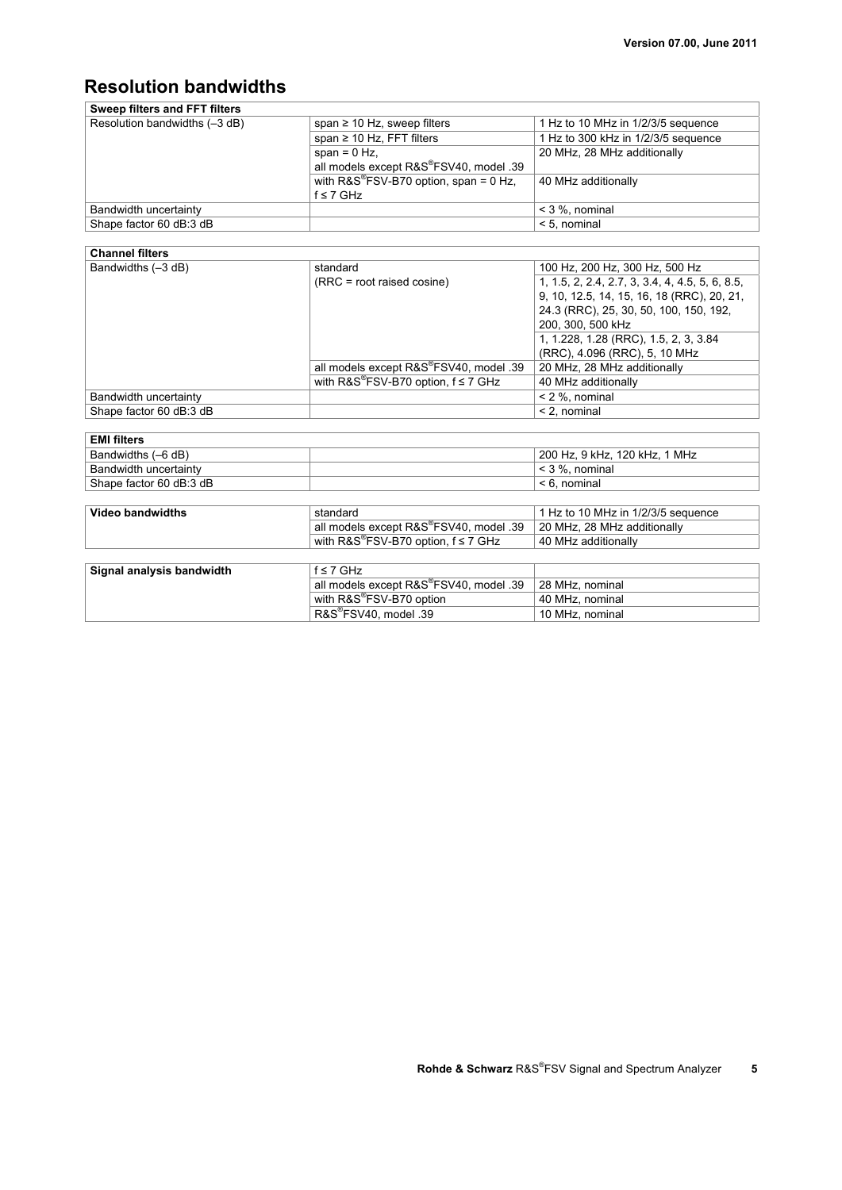## Resolution bandwidths

| Sweep filters and FFT filters | | |
|---|---|---|
| Resolution bandwidths (–3 dB) | span ≥ 10 Hz, sweep filters | 1 Hz to 10 MHz in 1/2/3/5 sequence |
| | span ≥ 10 Hz, FFT filters | 1 Hz to 300 kHz in 1/2/3/5 sequence |
| | span = 0 Hz, all models except R&S®FSV40, model .39 | 20 MHz, 28 MHz additionally |
| | with R&S®FSV-B70 option, span = 0 Hz, f ≤ 7 GHz | 40 MHz additionally |
| Bandwidth uncertainty | | < 3 %, nominal |
| Shape factor 60 dB:3 dB | | < 5, nominal |

| Channel filters | | |
|---|---|---|
| Bandwidths (–3 dB) | standard | 100 Hz, 200 Hz, 300 Hz, 500 Hz |
| | (RRC = root raised cosine) | 1, 1.5, 2, 2.4, 2.7, 3, 3.4, 4, 4.5, 5, 6, 8.5, 9, 10, 12.5, 14, 15, 16, 18 (RRC), 20, 21, 24.3 (RRC), 25, 30, 50, 100, 150, 192, 200, 300, 500 kHz |
| | | 1, 1.228, 1.28 (RRC), 1.5, 2, 3, 3.84 (RRC), 4.096 (RRC), 5, 10 MHz |
| | all models except R&S®FSV40, model .39 | 20 MHz, 28 MHz additionally |
| | with R&S®FSV-B70 option, f ≤ 7 GHz | 40 MHz additionally |
| Bandwidth uncertainty | | < 2 %, nominal |
| Shape factor 60 dB:3 dB | | < 2, nominal |

| EMI filters | | |
|---|---|---|
| Bandwidths (–6 dB) | | 200 Hz, 9 kHz, 120 kHz, 1 MHz |
| Bandwidth uncertainty | | < 3 %, nominal |
| Shape factor 60 dB:3 dB | | < 6, nominal |

| Video bandwidths | standard | 1 Hz to 10 MHz in 1/2/3/5 sequence |
|---|---|---|
| | all models except R&S®FSV40, model .39 | 20 MHz, 28 MHz additionally |
| | with R&S®FSV-B70 option, f ≤ 7 GHz | 40 MHz additionally |

| Signal analysis bandwidth | f ≤ 7 GHz | |
|---|---|---|
| | all models except R&S®FSV40, model .39 | 28 MHz, nominal |
| | with R&S®FSV-B70 option | 40 MHz, nominal |
| | R&S®FSV40, model .39 | 10 MHz, nominal |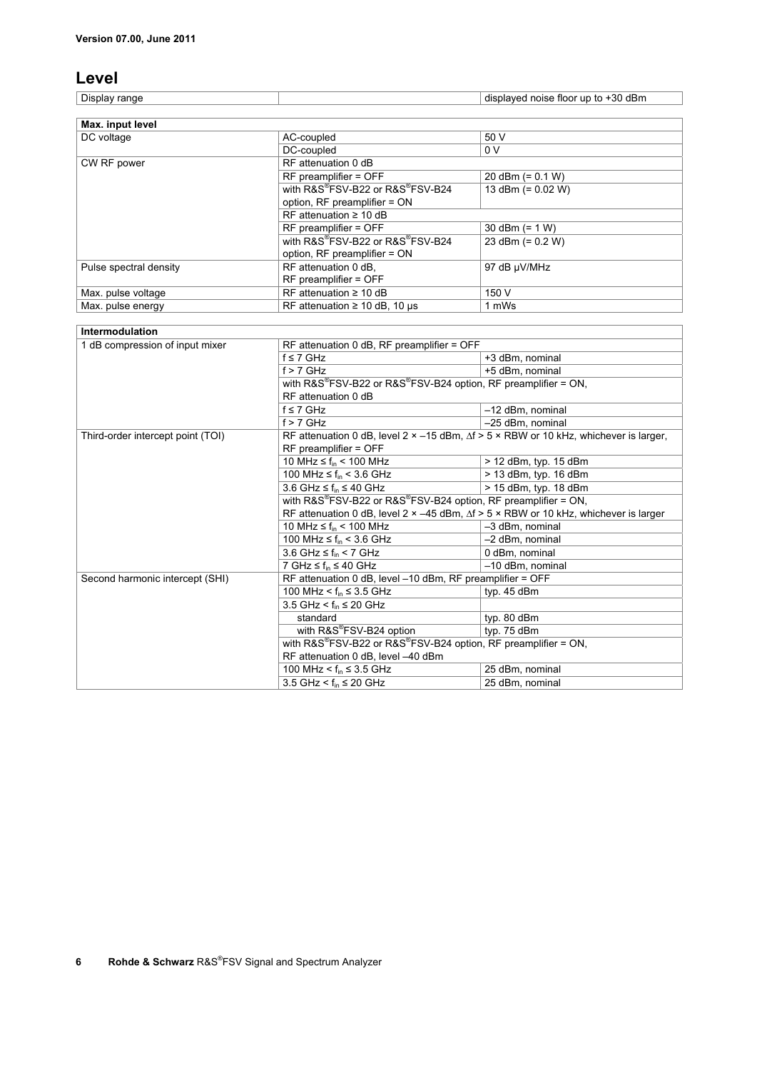## Level

| Display range | | displayed noise floor up to +30 dBm |
|---|---|---|

| Max. input level | | |
|---|---|---|
| DC voltage | AC-coupled | 50 V |
| | DC-coupled | 0 V |
| CW RF power | RF attenuation 0 dB | |
| | RF preamplifier = OFF | 20 dBm (= 0.1 W) |
| | with R&S®FSV-B22 or R&S®FSV-B24 option, RF preamplifier = ON | 13 dBm (= 0.02 W) |
| | RF attenuation ≥ 10 dB | |
| | RF preamplifier = OFF | 30 dBm (= 1 W) |
| | with R&S®FSV-B22 or R&S®FSV-B24 option, RF preamplifier = ON | 23 dBm (= 0.2 W) |
| Pulse spectral density | RF attenuation 0 dB, RF preamplifier = OFF | 97 dB μV/MHz |
| Max. pulse voltage | RF attenuation ≥ 10 dB | 150 V |
| Max. pulse energy | RF attenuation ≥ 10 dB, 10 μs | 1 mWs |

| Intermodulation | | |
|---|---|---|
| 1 dB compression of input mixer | RF attenuation 0 dB, RF preamplifier = OFF | |
| | f ≤ 7 GHz | +3 dBm, nominal |
| | f > 7 GHz | +5 dBm, nominal |
| | with R&S®FSV-B22 or R&S®FSV-B24 option, RF preamplifier = ON, RF attenuation 0 dB | |
| | f ≤ 7 GHz | –12 dBm, nominal |
| | f > 7 GHz | –25 dBm, nominal |
| Third-order intercept point (TOI) | RF attenuation 0 dB, level 2 × –15 dBm, Δf > 5 × RBW or 10 kHz, whichever is larger, RF preamplifier = OFF | |
| | 10 MHz ≤ $f_{in}$ < 100 MHz | > 12 dBm, typ. 15 dBm |
| | 100 MHz ≤ $f_{in}$ < 3.6 GHz | > 13 dBm, typ. 16 dBm |
| | 3.6 GHz ≤ $f_{in}$ ≤ 40 GHz | > 15 dBm, typ. 18 dBm |
| | with R&S®FSV-B22 or R&S®FSV-B24 option, RF preamplifier = ON, RF attenuation 0 dB, level 2 × –45 dBm, Δf > 5 × RBW or 10 kHz, whichever is larger | |
| | 10 MHz ≤ $f_{in}$ < 100 MHz | –3 dBm, nominal |
| | 100 MHz ≤ $f_{in}$ < 3.6 GHz | –2 dBm, nominal |
| | 3.6 GHz ≤ $f_{in}$ < 7 GHz | 0 dBm, nominal |
| | 7 GHz ≤ $f_{in}$ ≤ 40 GHz | –10 dBm, nominal |
| Second harmonic intercept (SHI) | RF attenuation 0 dB, level –10 dBm, RF preamplifier = OFF | |
| | 100 MHz < $f_{in}$ ≤ 3.5 GHz | typ. 45 dBm |
| | 3.5 GHz < $f_{in}$ ≤ 20 GHz | |
| | standard | typ. 80 dBm |
| | with R&S®FSV-B24 option | typ. 75 dBm |
| | with R&S®FSV-B22 or R&S®FSV-B24 option, RF preamplifier = ON, RF attenuation 0 dB, level –40 dBm | |
| | 100 MHz < $f_{in}$ ≤ 3.5 GHz | 25 dBm, nominal |
| | 3.5 GHz < $f_{in}$ ≤ 20 GHz | 25 dBm, nominal |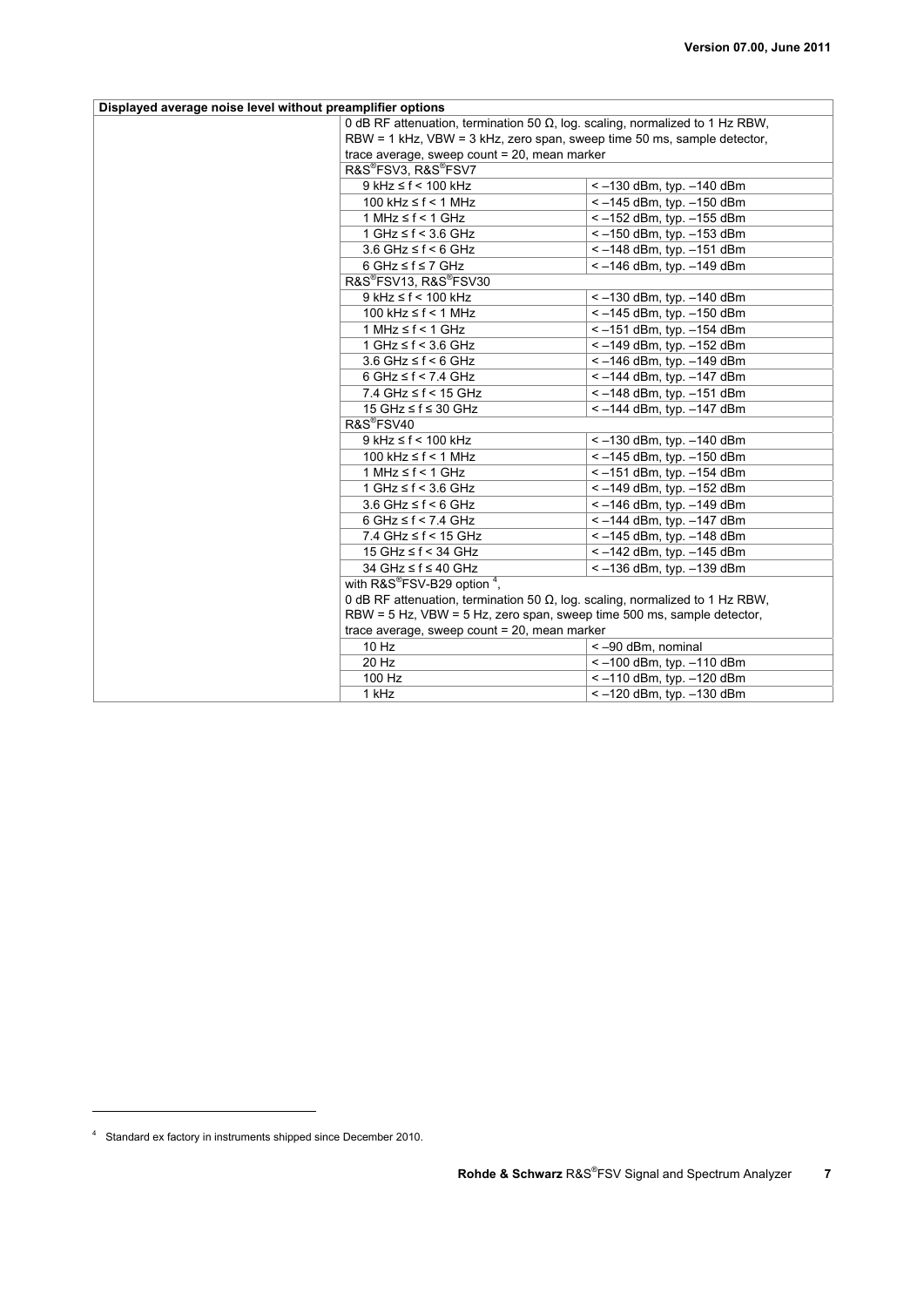| Displayed average noise level without preamplifier options | | |
|---|---|---|
| | 0 dB RF attenuation, termination 50 Ω, log. scaling, normalized to 1 Hz RBW, RBW = 1 kHz, VBW = 3 kHz, zero span, sweep time 50 ms, sample detector, trace average, sweep count = 20, mean marker | |
| | R&S®FSV3, R&S®FSV7 | |
| | 9 kHz ≤ f < 100 kHz | < –130 dBm, typ. –140 dBm |
| | 100 kHz ≤ f < 1 MHz | < –145 dBm, typ. –150 dBm |
| | 1 MHz ≤ f < 1 GHz | < –152 dBm, typ. –155 dBm |
| | 1 GHz ≤ f < 3.6 GHz | < –150 dBm, typ. –153 dBm |
| | 3.6 GHz ≤ f < 6 GHz | < –148 dBm, typ. –151 dBm |
| | 6 GHz ≤ f ≤ 7 GHz | < –146 dBm, typ. –149 dBm |
| | R&S®FSV13, R&S®FSV30 | |
| | 9 kHz ≤ f < 100 kHz | < –130 dBm, typ. –140 dBm |
| | 100 kHz ≤ f < 1 MHz | < –145 dBm, typ. –150 dBm |
| | 1 MHz ≤ f < 1 GHz | < –151 dBm, typ. –154 dBm |
| | 1 GHz ≤ f < 3.6 GHz | < –149 dBm, typ. –152 dBm |
| | 3.6 GHz ≤ f < 6 GHz | < –146 dBm, typ. –149 dBm |
| | 6 GHz ≤ f < 7.4 GHz | < –144 dBm, typ. –147 dBm |
| | 7.4 GHz ≤ f < 15 GHz | < –148 dBm, typ. –151 dBm |
| | 15 GHz ≤ f ≤ 30 GHz | < –144 dBm, typ. –147 dBm |
| | R&S®FSV40 | |
| | 9 kHz ≤ f < 100 kHz | < –130 dBm, typ. –140 dBm |
| | 100 kHz ≤ f < 1 MHz | < –145 dBm, typ. –150 dBm |
| | 1 MHz ≤ f < 1 GHz | < –151 dBm, typ. –154 dBm |
| | 1 GHz ≤ f < 3.6 GHz | < –149 dBm, typ. –152 dBm |
| | 3.6 GHz ≤ f < 6 GHz | < –146 dBm, typ. –149 dBm |
| | 6 GHz ≤ f < 7.4 GHz | < –144 dBm, typ. –147 dBm |
| | 7.4 GHz ≤ f < 15 GHz | < –145 dBm, typ. –148 dBm |
| | 15 GHz ≤ f < 34 GHz | < –142 dBm, typ. –145 dBm |
| | 34 GHz ≤ f ≤ 40 GHz | < –136 dBm, typ. –139 dBm |
| | with R&S®FSV-B29 option [4], 0 dB RF attenuation, termination 50 Ω, log. scaling, normalized to 1 Hz RBW, RBW = 5 Hz, VBW = 5 Hz, zero span, sweep time 500 ms, sample detector, trace average, sweep count = 20, mean marker | |
| | 10 Hz | < –90 dBm, nominal |
| | 20 Hz | < –100 dBm, typ. –110 dBm |
| | 100 Hz | < –110 dBm, typ. –120 dBm |
| | 1 kHz | < –120 dBm, typ. –130 dBm |

[4] Standard ex factory in instruments shipped since December 2010.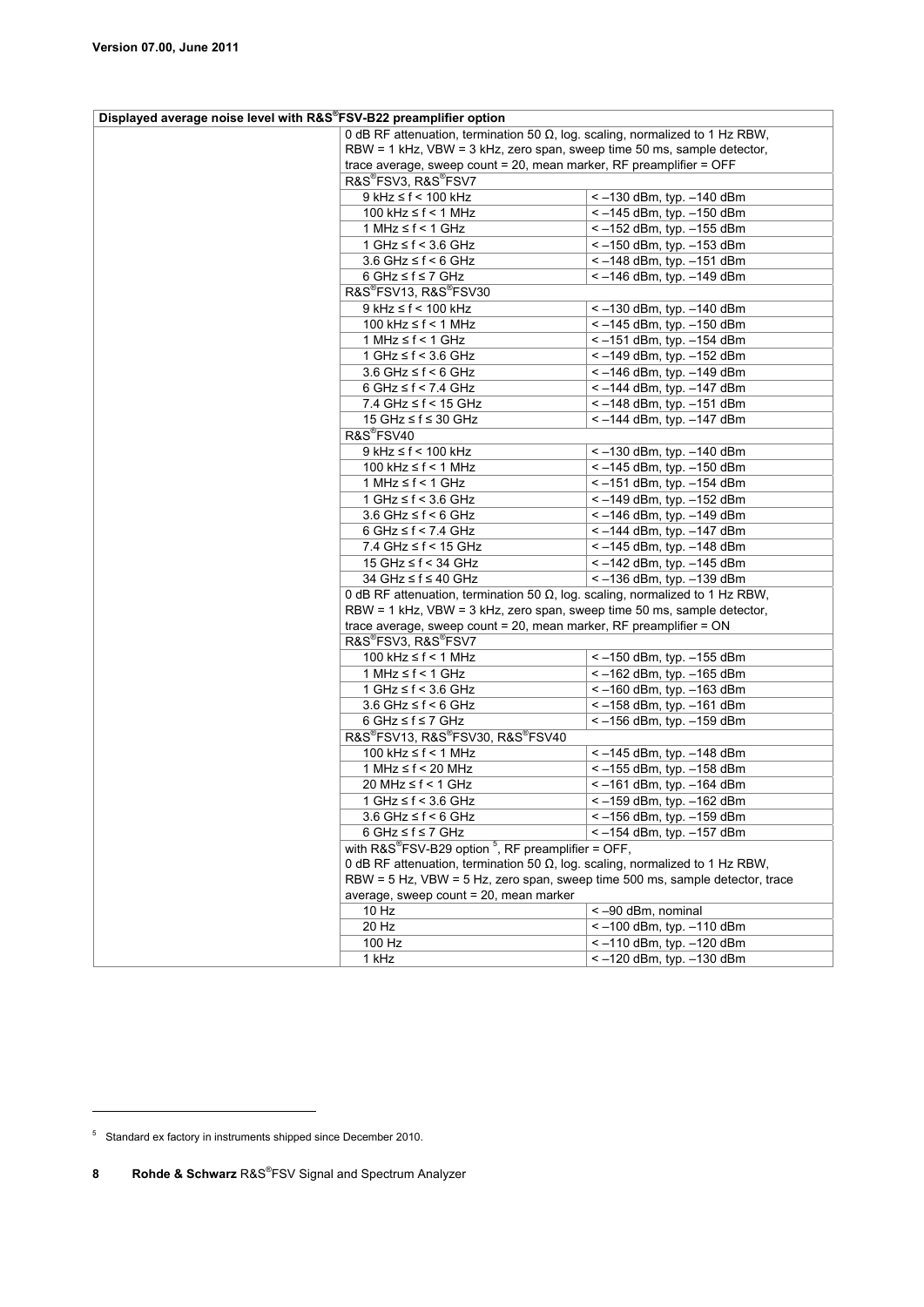| Displayed average noise level with R&S®FSV-B22 preamplifier option | | |
|---|---|---|
| | 0 dB RF attenuation, termination 50 Ω, log. scaling, normalized to 1 Hz RBW, RBW = 1 kHz, VBW = 3 kHz, zero span, sweep time 50 ms, sample detector, trace average, sweep count = 20, mean marker, RF preamplifier = OFF | |
| | R&S®FSV3, R&S®FSV7 | |
| | 9 kHz ≤ f < 100 kHz | < –130 dBm, typ. –140 dBm |
| | 100 kHz ≤ f < 1 MHz | < –145 dBm, typ. –150 dBm |
| | 1 MHz ≤ f < 1 GHz | < –152 dBm, typ. –155 dBm |
| | 1 GHz ≤ f < 3.6 GHz | < –150 dBm, typ. –153 dBm |
| | 3.6 GHz ≤ f < 6 GHz | < –148 dBm, typ. –151 dBm |
| | 6 GHz ≤ f ≤ 7 GHz | < –146 dBm, typ. –149 dBm |
| | R&S®FSV13, R&S®FSV30 | |
| | 9 kHz ≤ f < 100 kHz | < –130 dBm, typ. –140 dBm |
| | 100 kHz ≤ f < 1 MHz | < –145 dBm, typ. –150 dBm |
| | 1 MHz ≤ f < 1 GHz | < –151 dBm, typ. –154 dBm |
| | 1 GHz ≤ f < 3.6 GHz | < –149 dBm, typ. –152 dBm |
| | 3.6 GHz ≤ f < 6 GHz | < –146 dBm, typ. –149 dBm |
| | 6 GHz ≤ f < 7.4 GHz | < –144 dBm, typ. –147 dBm |
| | 7.4 GHz ≤ f < 15 GHz | < –148 dBm, typ. –151 dBm |
| | 15 GHz ≤ f ≤ 30 GHz | < –144 dBm, typ. –147 dBm |
| | R&S®FSV40 | |
| | 9 kHz ≤ f < 100 kHz | < –130 dBm, typ. –140 dBm |
| | 100 kHz ≤ f < 1 MHz | < –145 dBm, typ. –150 dBm |
| | 1 MHz ≤ f < 1 GHz | < –151 dBm, typ. –154 dBm |
| | 1 GHz ≤ f < 3.6 GHz | < –149 dBm, typ. –152 dBm |
| | 3.6 GHz ≤ f < 6 GHz | < –146 dBm, typ. –149 dBm |
| | 6 GHz ≤ f < 7.4 GHz | < –144 dBm, typ. –147 dBm |
| | 7.4 GHz ≤ f < 15 GHz | < –145 dBm, typ. –148 dBm |
| | 15 GHz ≤ f < 34 GHz | < –142 dBm, typ. –145 dBm |
| | 34 GHz ≤ f ≤ 40 GHz | < –136 dBm, typ. –139 dBm |
| | 0 dB RF attenuation, termination 50 Ω, log. scaling, normalized to 1 Hz RBW, RBW = 1 kHz, VBW = 3 kHz, zero span, sweep time 50 ms, sample detector, trace average, sweep count = 20, mean marker, RF preamplifier = ON | |
| | R&S®FSV3, R&S®FSV7 | |
| | 100 kHz ≤ f < 1 MHz | < –150 dBm, typ. –155 dBm |
| | 1 MHz ≤ f < 1 GHz | < –162 dBm, typ. –165 dBm |
| | 1 GHz ≤ f < 3.6 GHz | < –160 dBm, typ. –163 dBm |
| | 3.6 GHz ≤ f < 6 GHz | < –158 dBm, typ. –161 dBm |
| | 6 GHz ≤ f ≤ 7 GHz | < –156 dBm, typ. –159 dBm |
| | R&S®FSV13, R&S®FSV30, R&S®FSV40 | |
| | 100 kHz ≤ f < 1 MHz | < –145 dBm, typ. –148 dBm |
| | 1 MHz ≤ f < 20 MHz | < –155 dBm, typ. –158 dBm |
| | 20 MHz ≤ f < 1 GHz | < –161 dBm, typ. –164 dBm |
| | 1 GHz ≤ f < 3.6 GHz | < –159 dBm, typ. –162 dBm |
| | 3.6 GHz ≤ f < 6 GHz | < –156 dBm, typ. –159 dBm |
| | 6 GHz ≤ f ≤ 7 GHz | < –154 dBm, typ. –157 dBm |
| | with R&S®FSV-B29 option [5], RF preamplifier = OFF, 0 dB RF attenuation, termination 50 Ω, log. scaling, normalized to 1 Hz RBW, RBW = 5 Hz, VBW = 5 Hz, zero span, sweep time 500 ms, sample detector, trace average, sweep count = 20, mean marker | |
| | 10 Hz | < –90 dBm, nominal |
| | 20 Hz | < –100 dBm, typ. –110 dBm |
| | 100 Hz | < –110 dBm, typ. –120 dBm |
| | 1 kHz | < –120 dBm, typ. –130 dBm |

[5] Standard ex factory in instruments shipped since December 2010.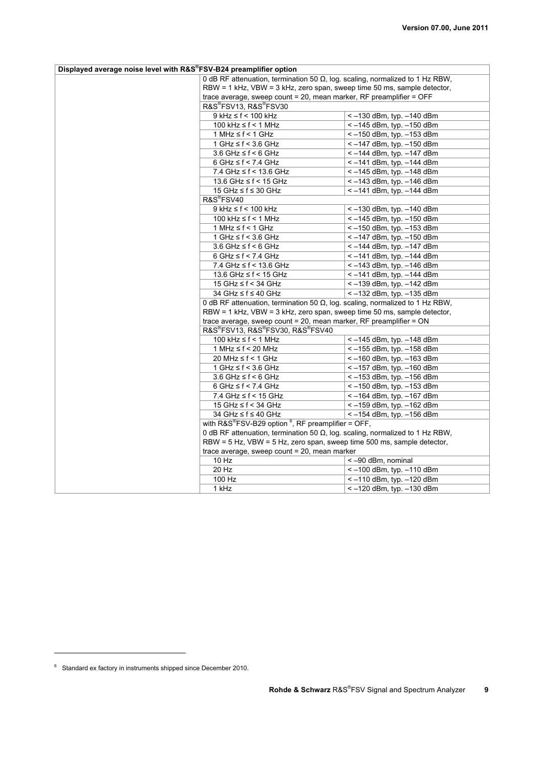| Displayed average noise level with R&S®FSV-B24 preamplifier option | | |
|---|---|---|
| | 0 dB RF attenuation, termination 50 Ω, log. scaling, normalized to 1 Hz RBW, RBW = 1 kHz, VBW = 3 kHz, zero span, sweep time 50 ms, sample detector, trace average, sweep count = 20, mean marker, RF preamplifier = OFF | |
| | R&S®FSV13, R&S®FSV30 | |
| | 9 kHz ≤ f < 100 kHz | < –130 dBm, typ. –140 dBm |
| | 100 kHz ≤ f < 1 MHz | < –145 dBm, typ. –150 dBm |
| | 1 MHz ≤ f < 1 GHz | < –150 dBm, typ. –153 dBm |
| | 1 GHz ≤ f < 3.6 GHz | < –147 dBm, typ. –150 dBm |
| | 3.6 GHz ≤ f < 6 GHz | < –144 dBm, typ. –147 dBm |
| | 6 GHz ≤ f < 7.4 GHz | < –141 dBm, typ. –144 dBm |
| | 7.4 GHz ≤ f < 13.6 GHz | < –145 dBm, typ. –148 dBm |
| | 13.6 GHz ≤ f < 15 GHz | < –143 dBm, typ. –146 dBm |
| | 15 GHz ≤ f ≤ 30 GHz | < –141 dBm, typ. –144 dBm |
| | R&S®FSV40 | |
| | 9 kHz ≤ f < 100 kHz | < –130 dBm, typ. –140 dBm |
| | 100 kHz ≤ f < 1 MHz | < –145 dBm, typ. –150 dBm |
| | 1 MHz ≤ f < 1 GHz | < –150 dBm, typ. –153 dBm |
| | 1 GHz ≤ f < 3.6 GHz | < –147 dBm, typ. –150 dBm |
| | 3.6 GHz ≤ f < 6 GHz | < –144 dBm, typ. –147 dBm |
| | 6 GHz ≤ f < 7.4 GHz | < –141 dBm, typ. –144 dBm |
| | 7.4 GHz ≤ f < 13.6 GHz | < –143 dBm, typ. –146 dBm |
| | 13.6 GHz ≤ f < 15 GHz | < –141 dBm, typ. –144 dBm |
| | 15 GHz ≤ f < 34 GHz | < –139 dBm, typ. –142 dBm |
| | 34 GHz ≤ f ≤ 40 GHz | < –132 dBm, typ. –135 dBm |
| | 0 dB RF attenuation, termination 50 Ω, log. scaling, normalized to 1 Hz RBW, RBW = 1 kHz, VBW = 3 kHz, zero span, sweep time 50 ms, sample detector, trace average, sweep count = 20, mean marker, RF preamplifier = ON | |
| | R&S®FSV13, R&S®FSV30, R&S®FSV40 | |
| | 100 kHz ≤ f < 1 MHz | < –145 dBm, typ. –148 dBm |
| | 1 MHz ≤ f < 20 MHz | < –155 dBm, typ. –158 dBm |
| | 20 MHz ≤ f < 1 GHz | < –160 dBm, typ. –163 dBm |
| | 1 GHz ≤ f < 3.6 GHz | < –157 dBm, typ. –160 dBm |
| | 3.6 GHz ≤ f < 6 GHz | < –153 dBm, typ. –156 dBm |
| | 6 GHz ≤ f < 7.4 GHz | < –150 dBm, typ. –153 dBm |
| | 7.4 GHz ≤ f < 15 GHz | < –164 dBm, typ. –167 dBm |
| | 15 GHz ≤ f < 34 GHz | < –159 dBm, typ. –162 dBm |
| | 34 GHz ≤ f ≤ 40 GHz | < –154 dBm, typ. –156 dBm |
| | with R&S®FSV-B29 option [6], RF preamplifier = OFF, 0 dB RF attenuation, termination 50 Ω, log. scaling, normalized to 1 Hz RBW, RBW = 5 Hz, VBW = 5 Hz, zero span, sweep time 500 ms, sample detector, trace average, sweep count = 20, mean marker | |
| | 10 Hz | < –90 dBm, nominal |
| | 20 Hz | < –100 dBm, typ. –110 dBm |
| | 100 Hz | < –110 dBm, typ. –120 dBm |
| | 1 kHz | < –120 dBm, typ. –130 dBm |

[6] Standard ex factory in instruments shipped since December 2010.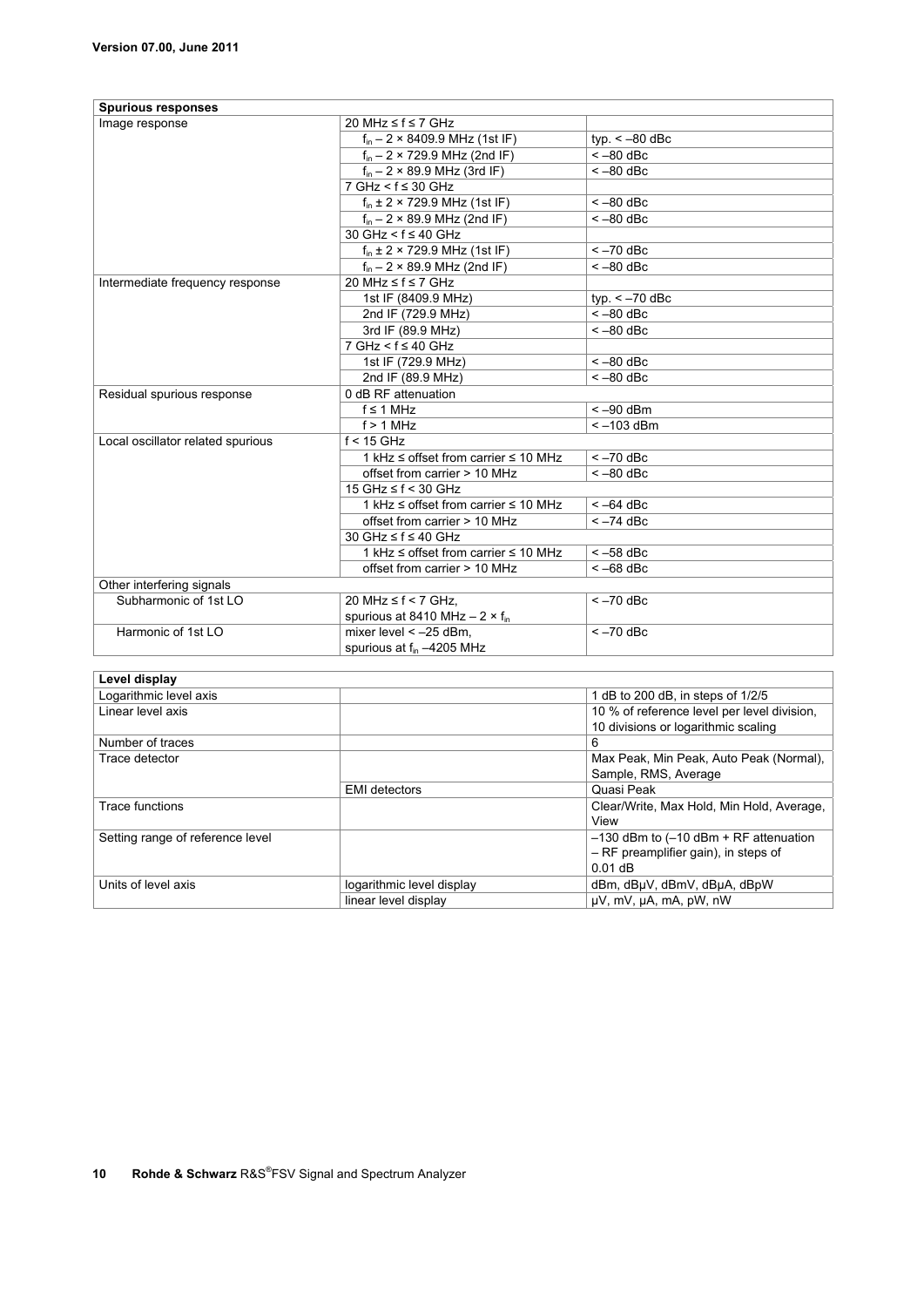| Spurious responses | | |
|---|---|---|
| Image response | 20 MHz ≤ f ≤ 7 GHz | |
| | $f_{in}$ – 2 × 8409.9 MHz (1st IF) | typ. < –80 dBc |
| | $f_{in}$ – 2 × 729.9 MHz (2nd IF) | < –80 dBc |
| | $f_{in}$ – 2 × 89.9 MHz (3rd IF) | < –80 dBc |
| | 7 GHz < f ≤ 30 GHz | |
| | $f_{in}$ ± 2 × 729.9 MHz (1st IF) | < –80 dBc |
| | $f_{in}$ – 2 × 89.9 MHz (2nd IF) | < –80 dBc |
| | 30 GHz < f ≤ 40 GHz | |
| | $f_{in}$ ± 2 × 729.9 MHz (1st IF) | < –70 dBc |
| | $f_{in}$ – 2 × 89.9 MHz (2nd IF) | < –80 dBc |
| Intermediate frequency response | 20 MHz ≤ f ≤ 7 GHz | |
| | 1st IF (8409.9 MHz) | typ. < –70 dBc |
| | 2nd IF (729.9 MHz) | < –80 dBc |
| | 3rd IF (89.9 MHz) | < –80 dBc |
| | 7 GHz < f ≤ 40 GHz | |
| | 1st IF (729.9 MHz) | < –80 dBc |
| | 2nd IF (89.9 MHz) | < –80 dBc |
| Residual spurious response | 0 dB RF attenuation | |
| | f ≤ 1 MHz | < –90 dBm |
| | f > 1 MHz | < –103 dBm |
| Local oscillator related spurious | f < 15 GHz | |
| | 1 kHz ≤ offset from carrier ≤ 10 MHz | < –70 dBc |
| | offset from carrier > 10 MHz | < –80 dBc |
| | 15 GHz ≤ f < 30 GHz | |
| | 1 kHz ≤ offset from carrier ≤ 10 MHz | < –64 dBc |
| | offset from carrier > 10 MHz | < –74 dBc |
| | 30 GHz ≤ f ≤ 40 GHz | |
| | 1 kHz ≤ offset from carrier ≤ 10 MHz | < –58 dBc |
| | offset from carrier > 10 MHz | < –68 dBc |
| Other interfering signals | | |
| Subharmonic of 1st LO | 20 MHz ≤ f < 7 GHz, spurious at 8410 MHz – 2 × $f_{in}$ | < –70 dBc |
| Harmonic of 1st LO | mixer level < –25 dBm, spurious at $f_{in}$ –4205 MHz | < –70 dBc |

| Level display | | |
|---|---|---|
| Logarithmic level axis | | 1 dB to 200 dB, in steps of 1/2/5 |
| Linear level axis | | 10 % of reference level per level division, 10 divisions or logarithmic scaling |
| Number of traces | | 6 |
| Trace detector | | Max Peak, Min Peak, Auto Peak (Normal), Sample, RMS, Average |
| | EMI detectors | Quasi Peak |
| Trace functions | | Clear/Write, Max Hold, Min Hold, Average, View |
| Setting range of reference level | | –130 dBm to (–10 dBm + RF attenuation – RF preamplifier gain), in steps of 0.01 dB |
| Units of level axis | logarithmic level display | dBm, dBμV, dBmV, dBμA, dBpW |
| | linear level display | μV, mV, μA, mA, pW, nW |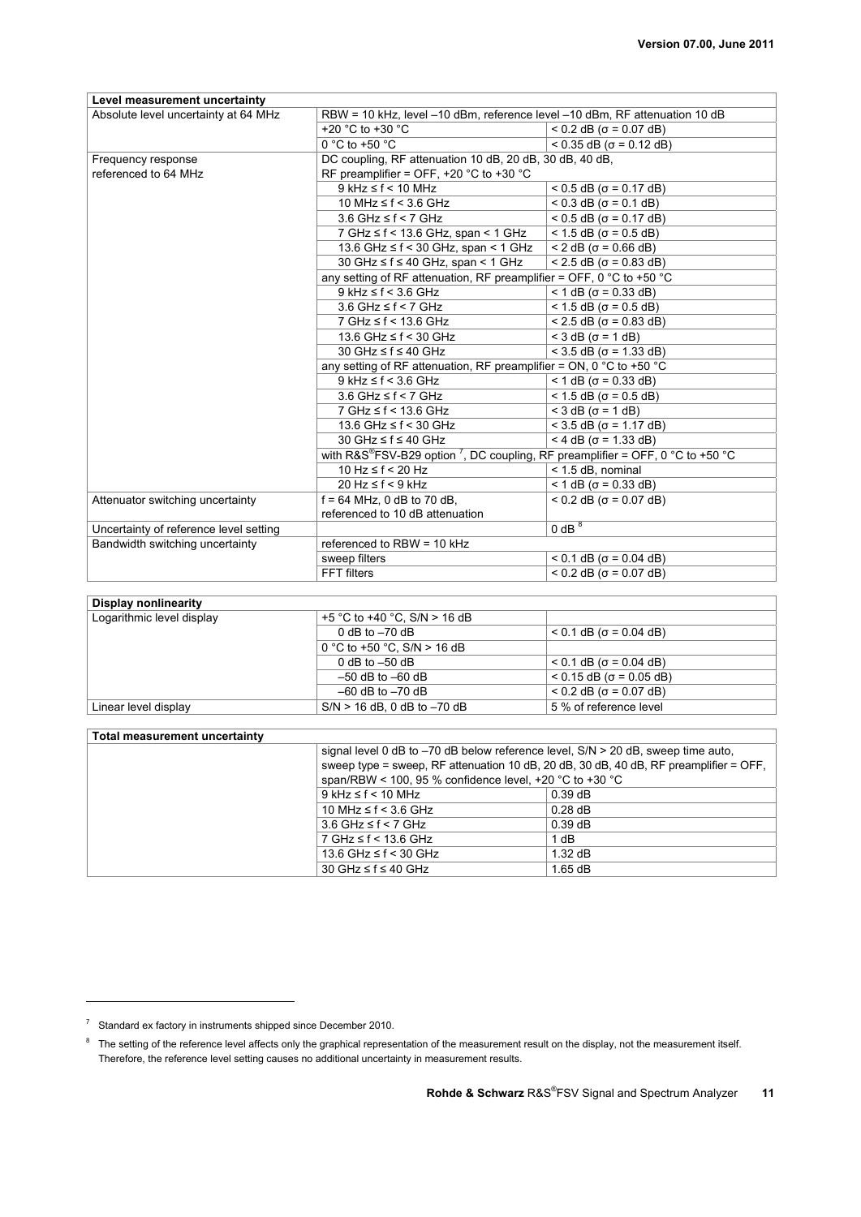| Level measurement uncertainty | | |
|---|---|---|
| Absolute level uncertainty at 64 MHz | RBW = 10 kHz, level –10 dBm, reference level –10 dBm, RF attenuation 10 dB | |
| | +20 °C to +30 °C | < 0.2 dB (σ = 0.07 dB) |
| | 0 °C to +50 °C | < 0.35 dB (σ = 0.12 dB) |
| Frequency response referenced to 64 MHz | DC coupling, RF attenuation 10 dB, 20 dB, 30 dB, 40 dB, RF preamplifier = OFF, +20 °C to +30 °C | |
| | 9 kHz ≤ f < 10 MHz | < 0.5 dB (σ = 0.17 dB) |
| | 10 MHz ≤ f < 3.6 GHz | < 0.3 dB (σ = 0.1 dB) |
| | 3.6 GHz ≤ f < 7 GHz | < 0.5 dB (σ = 0.17 dB) |
| | 7 GHz ≤ f < 13.6 GHz, span < 1 GHz | < 1.5 dB (σ = 0.5 dB) |
| | 13.6 GHz ≤ f < 30 GHz, span < 1 GHz | < 2 dB (σ = 0.66 dB) |
| | 30 GHz ≤ f ≤ 40 GHz, span < 1 GHz | < 2.5 dB (σ = 0.83 dB) |
| | any setting of RF attenuation, RF preamplifier = OFF, 0 °C to +50 °C | |
| | 9 kHz ≤ f < 3.6 GHz | < 1 dB (σ = 0.33 dB) |
| | 3.6 GHz ≤ f < 7 GHz | < 1.5 dB (σ = 0.5 dB) |
| | 7 GHz ≤ f < 13.6 GHz | < 2.5 dB (σ = 0.83 dB) |
| | 13.6 GHz ≤ f < 30 GHz | < 3 dB (σ = 1 dB) |
| | 30 GHz ≤ f ≤ 40 GHz | < 3.5 dB (σ = 1.33 dB) |
| | any setting of RF attenuation, RF preamplifier = ON, 0 °C to +50 °C | |
| | 9 kHz ≤ f < 3.6 GHz | < 1 dB (σ = 0.33 dB) |
| | 3.6 GHz ≤ f < 7 GHz | < 1.5 dB (σ = 0.5 dB) |
| | 7 GHz ≤ f < 13.6 GHz | < 3 dB (σ = 1 dB) |
| | 13.6 GHz ≤ f < 30 GHz | < 3.5 dB (σ = 1.17 dB) |
| | 30 GHz ≤ f ≤ 40 GHz | < 4 dB (σ = 1.33 dB) |
| | with R&S®FSV-B29 option [7], DC coupling, RF preamplifier = OFF, 0 °C to +50 °C | |
| | 10 Hz ≤ f < 20 Hz | < 1.5 dB, nominal |
| | 20 Hz ≤ f < 9 kHz | < 1 dB (σ = 0.33 dB) |
| Attenuator switching uncertainty | f = 64 MHz, 0 dB to 70 dB, referenced to 10 dB attenuation | < 0.2 dB (σ = 0.07 dB) |
| Uncertainty of reference level setting | | 0 dB [8] |
| Bandwidth switching uncertainty | referenced to RBW = 10 kHz | |
| | sweep filters | < 0.1 dB (σ = 0.04 dB) |
| | FFT filters | < 0.2 dB (σ = 0.07 dB) |

| Display nonlinearity | | |
|---|---|---|
| Logarithmic level display | +5 °C to +40 °C, S/N > 16 dB | |
| | 0 dB to –70 dB | < 0.1 dB (σ = 0.04 dB) |
| | 0 °C to +50 °C, S/N > 16 dB | |
| | 0 dB to –50 dB | < 0.1 dB (σ = 0.04 dB) |
| | –50 dB to –60 dB | < 0.15 dB (σ = 0.05 dB) |
| | –60 dB to –70 dB | < 0.2 dB (σ = 0.07 dB) |
| Linear level display | S/N > 16 dB, 0 dB to –70 dB | 5 % of reference level |

| Total measurement uncertainty | | |
|---|---|---|
| | signal level 0 dB to –70 dB below reference level, S/N > 20 dB, sweep time auto, sweep type = sweep, RF attenuation 10 dB, 20 dB, 30 dB, 40 dB, RF preamplifier = OFF, span/RBW < 100, 95 % confidence level, +20 °C to +30 °C | |
| | 9 kHz ≤ f < 10 MHz | 0.39 dB |
| | 10 MHz ≤ f < 3.6 GHz | 0.28 dB |
| | 3.6 GHz ≤ f < 7 GHz | 0.39 dB |
| | 7 GHz ≤ f < 13.6 GHz | 1 dB |
| | 13.6 GHz ≤ f < 30 GHz | 1.32 dB |
| | 30 GHz ≤ f ≤ 40 GHz | 1.65 dB |

[7] Standard ex factory in instruments shipped since December 2010.

[8] The setting of the reference level affects only the graphical representation of the measurement result on the display, not the measurement itself. Therefore, the reference level setting causes no additional uncertainty in measurement results.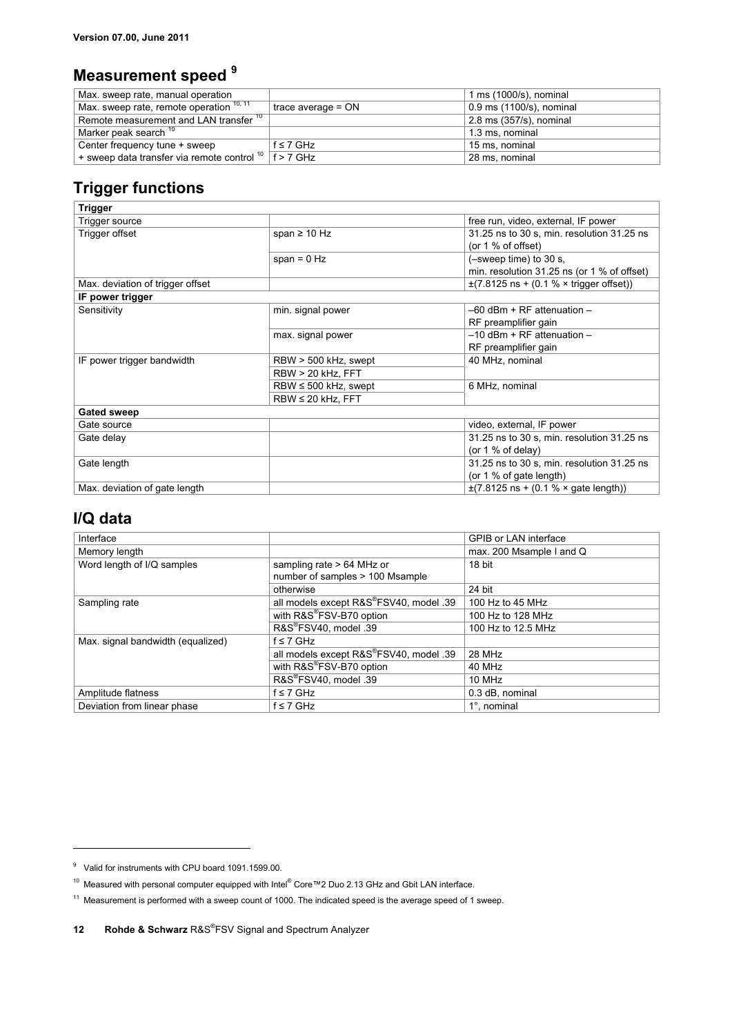## Measurement speed [9]

| | | |
|---|---|---|
| Max. sweep rate, manual operation | | 1 ms (1000/s), nominal |
| Max. sweep rate, remote operation [10, 11] | trace average = ON | 0.9 ms (1100/s), nominal |
| Remote measurement and LAN transfer [10] | | 2.8 ms (357/s), nominal |
| Marker peak search [10] | | 1.3 ms, nominal |
| Center frequency tune + sweep | f ≤ 7 GHz | 15 ms, nominal |
| + sweep data transfer via remote control [10] | f > 7 GHz | 28 ms, nominal |

## Trigger functions

| **Trigger** | | |
|---|---|---|
| Trigger source | | free run, video, external, IF power |
| Trigger offset | span ≥ 10 Hz | 31.25 ns to 30 s, min. resolution 31.25 ns (or 1 % of offset) |
| | span = 0 Hz | (–sweep time) to 30 s, min. resolution 31.25 ns (or 1 % of offset) |
| Max. deviation of trigger offset | | ±(7.8125 ns + (0.1 % × trigger offset)) |
| **IF power trigger** | | |
| Sensitivity | min. signal power | –60 dBm + RF attenuation – RF preamplifier gain |
| | max. signal power | –10 dBm + RF attenuation – RF preamplifier gain |
| IF power trigger bandwidth | RBW > 500 kHz, swept | 40 MHz, nominal |
| | RBW > 20 kHz, FFT | |
| | RBW ≤ 500 kHz, swept | 6 MHz, nominal |
| | RBW ≤ 20 kHz, FFT | |
| **Gated sweep** | | |
| Gate source | | video, external, IF power |
| Gate delay | | 31.25 ns to 30 s, min. resolution 31.25 ns (or 1 % of delay) |
| Gate length | | 31.25 ns to 30 s, min. resolution 31.25 ns (or 1 % of gate length) |
| Max. deviation of gate length | | ±(7.8125 ns + (0.1 % × gate length)) |

## I/Q data

| | | |
|---|---|---|
| Interface | | GPIB or LAN interface |
| Memory length | | max. 200 Msample I and Q |
| Word length of I/Q samples | sampling rate > 64 MHz or number of samples > 100 Msample | 18 bit |
| | otherwise | 24 bit |
| Sampling rate | all models except R&S®FSV40, model .39 | 100 Hz to 45 MHz |
| | with R&S®FSV-B70 option | 100 Hz to 128 MHz |
| | R&S®FSV40, model .39 | 100 Hz to 12.5 MHz |
| Max. signal bandwidth (equalized) | f ≤ 7 GHz | |
| | all models except R&S®FSV40, model .39 | 28 MHz |
| | with R&S®FSV-B70 option | 40 MHz |
| | R&S®FSV40, model .39 | 10 MHz |
| Amplitude flatness | f ≤ 7 GHz | 0.3 dB, nominal |
| Deviation from linear phase | f ≤ 7 GHz | 1°, nominal |

[9] Valid for instruments with CPU board 1091.1599.00.

[10] Measured with personal computer equipped with Intel® Core™2 Duo 2.13 GHz and Gbit LAN interface.

[11] Measurement is performed with a sweep count of 1000. The indicated speed is the average speed of 1 sweep.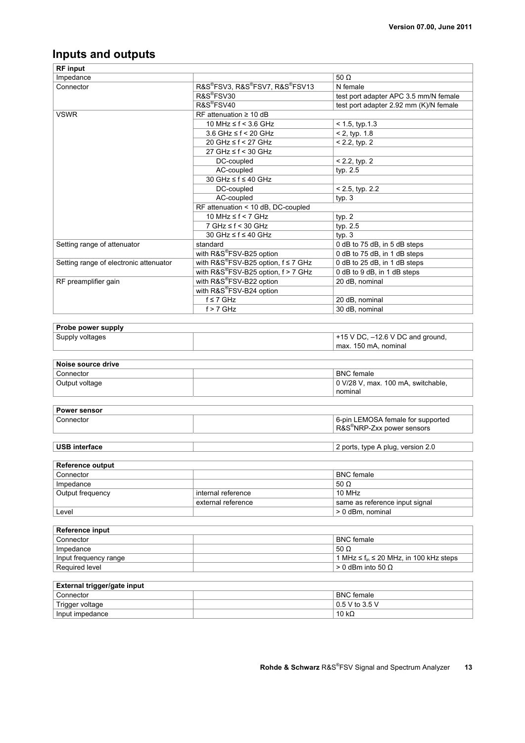## Inputs and outputs

| RF input | | |
|---|---|---|
| Impedance | | 50 Ω |
| Connector | R&S®FSV3, R&S®FSV7, R&S®FSV13 | N female |
| | R&S®FSV30 | test port adapter APC 3.5 mm/N female |
| | R&S®FSV40 | test port adapter 2.92 mm (K)/N female |
| VSWR | RF attenuation ≥ 10 dB | |
| | 10 MHz ≤ f < 3.6 GHz | < 1.5, typ.1.3 |
| | 3.6 GHz ≤ f < 20 GHz | < 2, typ. 1.8 |
| | 20 GHz ≤ f < 27 GHz | < 2.2, typ. 2 |
| | 27 GHz ≤ f < 30 GHz | |
| | DC-coupled | < 2.2, typ. 2 |
| | AC-coupled | typ. 2.5 |
| | 30 GHz ≤ f ≤ 40 GHz | |
| | DC-coupled | < 2.5, typ. 2.2 |
| | AC-coupled | typ. 3 |
| | RF attenuation < 10 dB, DC-coupled | |
| | 10 MHz ≤ f < 7 GHz | typ. 2 |
| | 7 GHz ≤ f < 30 GHz | typ. 2.5 |
| | 30 GHz ≤ f ≤ 40 GHz | typ. 3 |
| Setting range of attenuator | standard | 0 dB to 75 dB, in 5 dB steps |
| | with R&S®FSV-B25 option | 0 dB to 75 dB, in 1 dB steps |
| Setting range of electronic attenuator | with R&S®FSV-B25 option, f ≤ 7 GHz | 0 dB to 25 dB, in 1 dB steps |
| | with R&S®FSV-B25 option, f > 7 GHz | 0 dB to 9 dB, in 1 dB steps |
| RF preamplifier gain | with R&S®FSV-B22 option | 20 dB, nominal |
| | with R&S®FSV-B24 option | |
| | f ≤ 7 GHz | 20 dB, nominal |
| | f > 7 GHz | 30 dB, nominal |

| Probe power supply | | |
|---|---|---|
| Supply voltages | | +15 V DC, –12.6 V DC and ground, max. 150 mA, nominal |

| Noise source drive | | |
|---|---|---|
| Connector | | BNC female |
| Output voltage | | 0 V/28 V, max. 100 mA, switchable, nominal |

| Power sensor | | |
|---|---|---|
| Connector | | 6-pin LEMOSA female for supported R&S®NRP-Zxx power sensors |

| USB interface | | 2 ports, type A plug, version 2.0 |
|---|---|---|

| Reference output | | |
|---|---|---|
| Connector | | BNC female |
| Impedance | | 50 Ω |
| Output frequency | internal reference | 10 MHz |
| | external reference | same as reference input signal |
| Level | | > 0 dBm, nominal |

| Reference input | | |
|---|---|---|
| Connector | | BNC female |
| Impedance | | 50 Ω |
| Input frequency range | | 1 MHz ≤ $f_{in}$ ≤ 20 MHz, in 100 kHz steps |
| Required level | | > 0 dBm into 50 Ω |

| External trigger/gate input | | |
|---|---|---|
| Connector | | BNC female |
| Trigger voltage | | 0.5 V to 3.5 V |
| Input impedance | | 10 kΩ |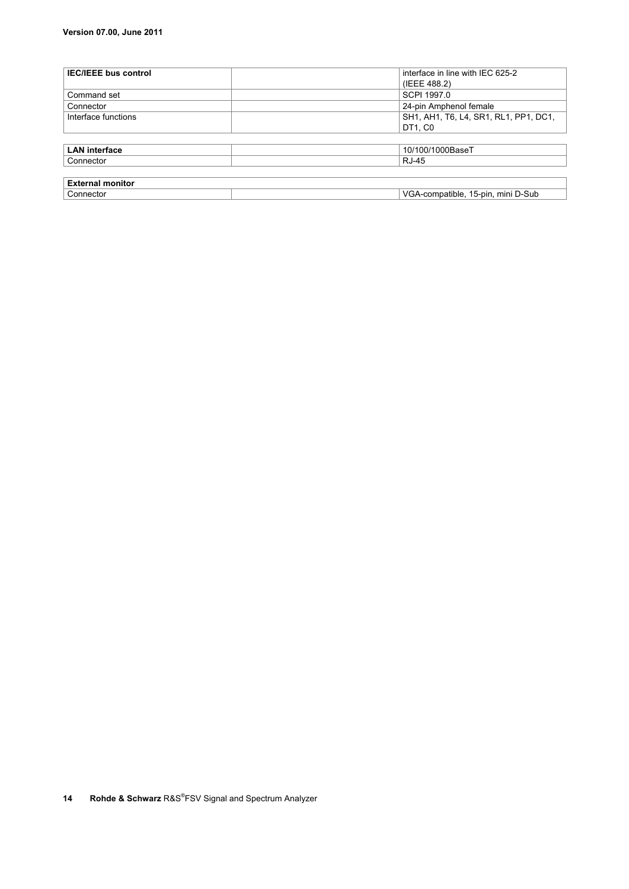| **IEC/IEEE bus control** | | interface in line with IEC 625-2 (IEEE 488.2) |
|---|---|---|
| Command set | | SCPI 1997.0 |
| Connector | | 24-pin Amphenol female |
| Interface functions | | SH1, AH1, T6, L4, SR1, RL1, PP1, DC1, DT1, C0 |

| **LAN interface** | | 10/100/1000BaseT |
|---|---|---|
| Connector | | RJ-45 |

| **External monitor** | | |
|---|---|---|
| Connector | | VGA-compatible, 15-pin, mini D-Sub |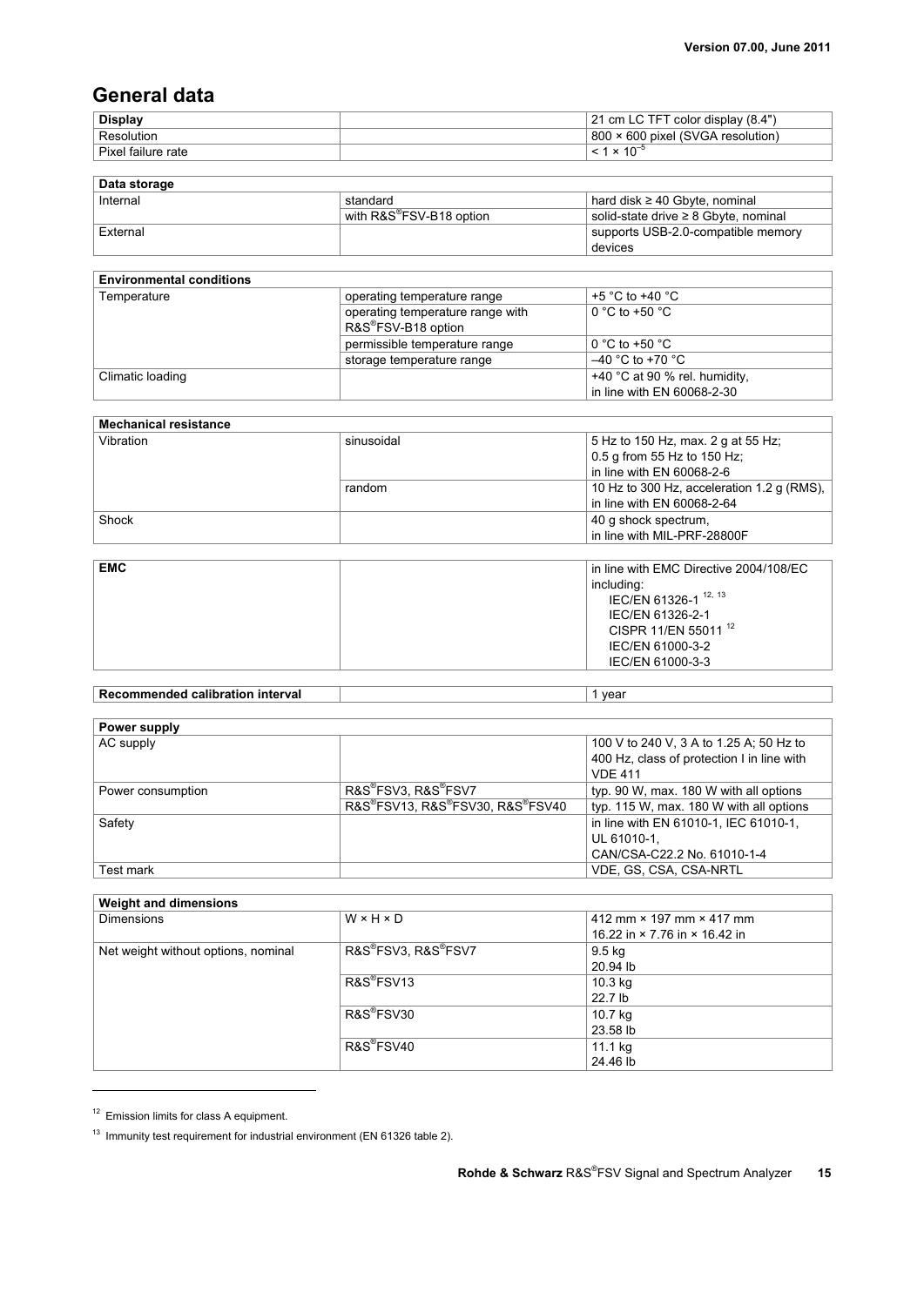## General data

| Display | | 21 cm LC TFT color display (8.4") |
|---|---|---|
| Resolution | | 800 × 600 pixel (SVGA resolution) |
| Pixel failure rate | | $< 1 \times 10^{-5}$ |

| Data storage | | |
|---|---|---|
| Internal | standard | hard disk ≥ 40 Gbyte, nominal |
| | with R&S®FSV-B18 option | solid-state drive ≥ 8 Gbyte, nominal |
| External | | supports USB-2.0-compatible memory devices |

| Environmental conditions | | |
|---|---|---|
| Temperature | operating temperature range | +5 °C to +40 °C |
| | operating temperature range with R&S®FSV-B18 option | 0 °C to +50 °C |
| | permissible temperature range | 0 °C to +50 °C |
| | storage temperature range | –40 °C to +70 °C |
| Climatic loading | | +40 °C at 90 % rel. humidity, in line with EN 60068-2-30 |

| Mechanical resistance | | |
|---|---|---|
| Vibration | sinusoidal | 5 Hz to 150 Hz, max. 2 g at 55 Hz; 0.5 g from 55 Hz to 150 Hz; in line with EN 60068-2-6 |
| | random | 10 Hz to 300 Hz, acceleration 1.2 g (RMS), in line with EN 60068-2-64 |
| Shock | | 40 g shock spectrum, in line with MIL-PRF-28800F |

| EMC | | in line with EMC Directive 2004/108/EC including: IEC/EN 61326-1 [12, 13] IEC/EN 61326-2-1 CISPR 11/EN 55011 [12] IEC/EN 61000-3-2 IEC/EN 61000-3-3 |
|---|---|---|

| Recommended calibration interval | | 1 year |
|---|---|---|

| Power supply | | |
|---|---|---|
| AC supply | | 100 V to 240 V, 3 A to 1.25 A; 50 Hz to 400 Hz, class of protection I in line with VDE 411 |
| Power consumption | R&S®FSV3, R&S®FSV7 | typ. 90 W, max. 180 W with all options |
| | R&S®FSV13, R&S®FSV30, R&S®FSV40 | typ. 115 W, max. 180 W with all options |
| Safety | | in line with EN 61010-1, IEC 61010-1, UL 61010-1, CAN/CSA-C22.2 No. 61010-1-4 |
| Test mark | | VDE, GS, CSA, CSA-NRTL |

| Weight and dimensions | | |
|---|---|---|
| Dimensions | W × H × D | 412 mm × 197 mm × 417 mm 16.22 in × 7.76 in × 16.42 in |
| Net weight without options, nominal | R&S®FSV3, R&S®FSV7 | 9.5 kg 20.94 lb |
| | R&S®FSV13 | 10.3 kg 22.7 lb |
| | R&S®FSV30 | 10.7 kg 23.58 lb |
| | R&S®FSV40 | 11.1 kg 24.46 lb |

[12] Emission limits for class A equipment.

[13] Immunity test requirement for industrial environment (EN 61326 table 2).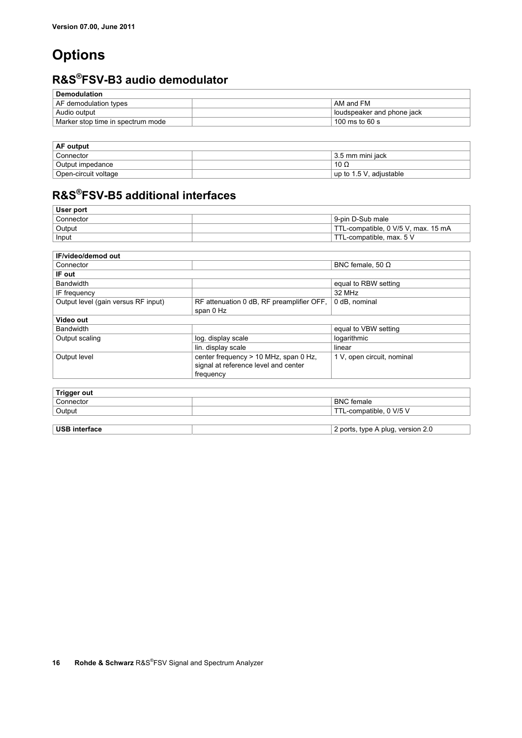# Options

## R&S®FSV-B3 audio demodulator

| Demodulation | | |
|---|---|---|
| AF demodulation types | | AM and FM |
| Audio output | | loudspeaker and phone jack |
| Marker stop time in spectrum mode | | 100 ms to 60 s |

| AF output | | |
|---|---|---|
| Connector | | 3.5 mm mini jack |
| Output impedance | | 10 Ω |
| Open-circuit voltage | | up to 1.5 V, adjustable |

## R&S®FSV-B5 additional interfaces

| User port | | |
|---|---|---|
| Connector | | 9-pin D-Sub male |
| Output | | TTL-compatible, 0 V/5 V, max. 15 mA |
| Input | | TTL-compatible, max. 5 V |

| IF/video/demod out | | |
|---|---|---|
| Connector | | BNC female, 50 Ω |
| **IF out** | | |
| Bandwidth | | equal to RBW setting |
| IF frequency | | 32 MHz |
| Output level (gain versus RF input) | RF attenuation 0 dB, RF preamplifier OFF, span 0 Hz | 0 dB, nominal |
| **Video out** | | |
| Bandwidth | | equal to VBW setting |
| Output scaling | log. display scale | logarithmic |
| | lin. display scale | linear |
| Output level | center frequency > 10 MHz, span 0 Hz, signal at reference level and center frequency | 1 V, open circuit, nominal |

| Trigger out | | |
|---|---|---|
| Connector | | BNC female |
| Output | | TTL-compatible, 0 V/5 V |

| USB interface | | 2 ports, type A plug, version 2.0 |
|---|---|---|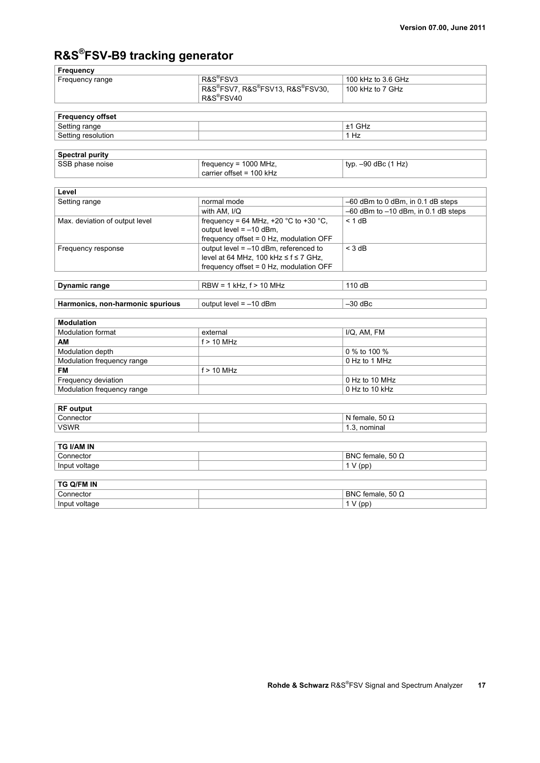# R&S®FSV-B9 tracking generator

| **Frequency** | | |
|---|---|---|
| Frequency range | R&S®FSV3 | 100 kHz to 3.6 GHz |
| | R&S®FSV7, R&S®FSV13, R&S®FSV30, R&S®FSV40 | 100 kHz to 7 GHz |

| **Frequency offset** | | |
|---|---|---|
| Setting range | | ±1 GHz |
| Setting resolution | | 1 Hz |

| **Spectral purity** | | |
|---|---|---|
| SSB phase noise | frequency = 1000 MHz, carrier offset = 100 kHz | typ. –90 dBc (1 Hz) |

| **Level** | | |
|---|---|---|
| Setting range | normal mode | –60 dBm to 0 dBm, in 0.1 dB steps |
| | with AM, I/Q | –60 dBm to –10 dBm, in 0.1 dB steps |
| Max. deviation of output level | frequency = 64 MHz, +20 °C to +30 °C, output level = –10 dBm, frequency offset = 0 Hz, modulation OFF | < 1 dB |
| Frequency response | output level = –10 dBm, referenced to level at 64 MHz, 100 kHz ≤ f ≤ 7 GHz, frequency offset = 0 Hz, modulation OFF | < 3 dB |

| **Dynamic range** | RBW = 1 kHz, f > 10 MHz | 110 dB |
|---|---|---|

| **Harmonics, non-harmonic spurious** | output level = –10 dBm | –30 dBc |
|---|---|---|

| **Modulation** | | |
|---|---|---|
| Modulation format | external | I/Q, AM, FM |
| **AM** | f > 10 MHz | |
| Modulation depth | | 0 % to 100 % |
| Modulation frequency range | | 0 Hz to 1 MHz |
| **FM** | f > 10 MHz | |
| Frequency deviation | | 0 Hz to 10 MHz |
| Modulation frequency range | | 0 Hz to 10 kHz |

| **RF output** | | |
|---|---|---|
| Connector | | N female, 50 Ω |
| VSWR | | 1.3, nominal |

| **TG I/AM IN** | | |
|---|---|---|
| Connector | | BNC female, 50 Ω |
| Input voltage | | 1 V (pp) |

| **TG Q/FM IN** | | |
|---|---|---|
| Connector | | BNC female, 50 Ω |
| Input voltage | | 1 V (pp) |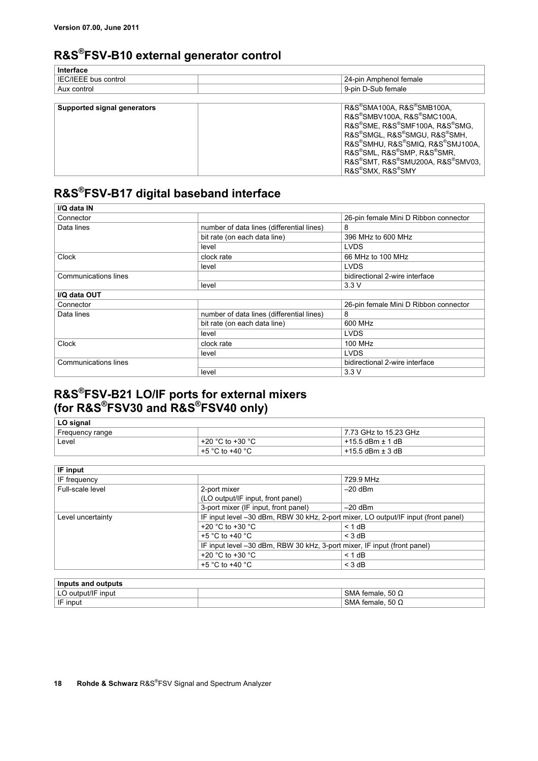Version 07.00, June 2011

## R&S®FSV-B10 external generator control

| Interface | | |
|---|---|---|
| IEC/IEEE bus control | | 24-pin Amphenol female |
| Aux control | | 9-pin D-Sub female |

| Supported signal generators | | R&S®SMA100A, R&S®SMB100A, R&S®SMBV100A, R&S®SMC100A, R&S®SME, R&S®SMF100A, R&S®SMG, R&S®SMGL, R&S®SMGU, R&S®SMH, R&S®SMHU, R&S®SMIQ, R&S®SMJ100A, R&S®SML, R&S®SMP, R&S®SMR, R&S®SMT, R&S®SMU200A, R&S®SMV03, R&S®SMX, R&S®SMY |
|---|---|---|

## R&S®FSV-B17 digital baseband interface

| I/Q data IN | | |
|---|---|---|
| Connector | | 26-pin female Mini D Ribbon connector |
| Data lines | number of data lines (differential lines) | 8 |
| | bit rate (on each data line) | 396 MHz to 600 MHz |
| | level | LVDS |
| Clock | clock rate | 66 MHz to 100 MHz |
| | level | LVDS |
| Communications lines | | bidirectional 2-wire interface |
| | level | 3.3 V |
| **I/Q data OUT** | | |
| Connector | | 26-pin female Mini D Ribbon connector |
| Data lines | number of data lines (differential lines) | 8 |
| | bit rate (on each data line) | 600 MHz |
| | level | LVDS |
| Clock | clock rate | 100 MHz |
| | level | LVDS |
| Communications lines | | bidirectional 2-wire interface |
| | level | 3.3 V |

## R&S®FSV-B21 LO/IF ports for external mixers (for R&S®FSV30 and R&S®FSV40 only)

| LO signal | | |
|---|---|---|
| Frequency range | | 7.73 GHz to 15.23 GHz |
| Level | +20 °C to +30 °C | +15.5 dBm ± 1 dB |
| | +5 °C to +40 °C | +15.5 dBm ± 3 dB |

| IF input | | |
|---|---|---|
| IF frequency | | 729.9 MHz |
| Full-scale level | 2-port mixer (LO output/IF input, front panel) | –20 dBm |
| | 3-port mixer (IF input, front panel) | –20 dBm |
| Level uncertainty | IF input level –30 dBm, RBW 30 kHz, 2-port mixer, LO output/IF input (front panel) | |
| | +20 °C to +30 °C | < 1 dB |
| | +5 °C to +40 °C | < 3 dB |
| | IF input level –30 dBm, RBW 30 kHz, 3-port mixer, IF input (front panel) | |
| | +20 °C to +30 °C | < 1 dB |
| | +5 °C to +40 °C | < 3 dB |

| Inputs and outputs | | |
|---|---|---|
| LO output/IF input | | SMA female, 50 Ω |
| IF input | | SMA female, 50 Ω |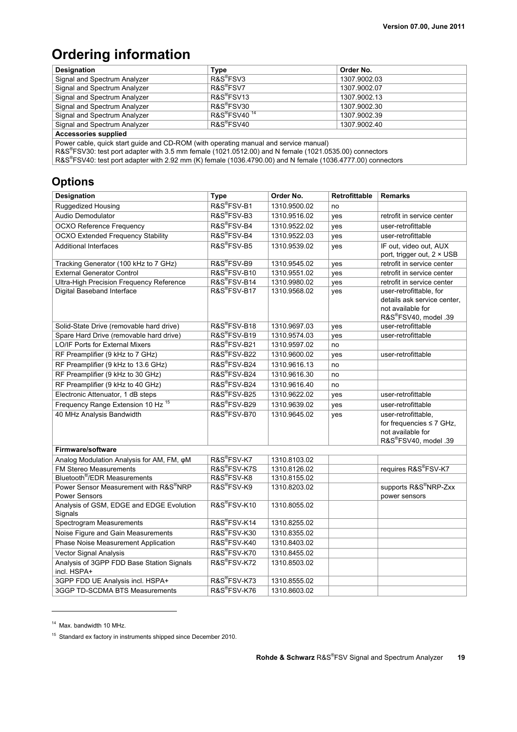# Ordering information

| Designation | Type | Order No. |
|---|---|---|
| Signal and Spectrum Analyzer | R&S®FSV3 | 1307.9002.03 |
| Signal and Spectrum Analyzer | R&S®FSV7 | 1307.9002.07 |
| Signal and Spectrum Analyzer | R&S®FSV13 | 1307.9002.13 |
| Signal and Spectrum Analyzer | R&S®FSV30 | 1307.9002.30 |
| Signal and Spectrum Analyzer | R&S®FSV40 [14] | 1307.9002.39 |
| Signal and Spectrum Analyzer | R&S®FSV40 | 1307.9002.40 |
| **Accessories supplied** | | |
| Power cable, quick start guide and CD-ROM (with operating manual and service manual)<br>R&S®FSV30: test port adapter with 3.5 mm female (1021.0512.00) and N female (1021.0535.00) connectors<br>R&S®FSV40: test port adapter with 2.92 mm (K) female (1036.4790.00) and N female (1036.4777.00) connectors | | |

## Options

| Designation | Type | Order No. | Retrofittable | Remarks |
|---|---|---|---|---|
| Ruggedized Housing | R&S®FSV-B1 | 1310.9500.02 | no | |
| Audio Demodulator | R&S®FSV-B3 | 1310.9516.02 | yes | retrofit in service center |
| OCXO Reference Frequency | R&S®FSV-B4 | 1310.9522.02 | yes | user-retrofittable |
| OCXO Extended Frequency Stability | R&S®FSV-B4 | 1310.9522.03 | yes | user-retrofittable |
| Additional Interfaces | R&S®FSV-B5 | 1310.9539.02 | yes | IF out, video out, AUX port, trigger out, 2 × USB |
| Tracking Generator (100 kHz to 7 GHz) | R&S®FSV-B9 | 1310.9545.02 | yes | retrofit in service center |
| External Generator Control | R&S®FSV-B10 | 1310.9551.02 | yes | retrofit in service center |
| Ultra-High Precision Frequency Reference | R&S®FSV-B14 | 1310.9980.02 | yes | retrofit in service center |
| Digital Baseband Interface | R&S®FSV-B17 | 1310.9568.02 | yes | user-retrofittable, for details ask service center, not available for R&S®FSV40, model .39 |
| Solid-State Drive (removable hard drive) | R&S®FSV-B18 | 1310.9697.03 | yes | user-retrofittable |
| Spare Hard Drive (removable hard drive) | R&S®FSV-B19 | 1310.9574.03 | yes | user-retrofittable |
| LO/IF Ports for External Mixers | R&S®FSV-B21 | 1310.9597.02 | no | |
| RF Preamplifier (9 kHz to 7 GHz) | R&S®FSV-B22 | 1310.9600.02 | yes | user-retrofittable |
| RF Preamplifier (9 kHz to 13.6 GHz) | R&S®FSV-B24 | 1310.9616.13 | no | |
| RF Preamplifier (9 kHz to 30 GHz) | R&S®FSV-B24 | 1310.9616.30 | no | |
| RF Preamplifier (9 kHz to 40 GHz) | R&S®FSV-B24 | 1310.9616.40 | no | |
| Electronic Attenuator, 1 dB steps | R&S®FSV-B25 | 1310.9622.02 | yes | user-retrofittable |
| Frequency Range Extension 10 Hz [15] | R&S®FSV-B29 | 1310.9639.02 | yes | user-retrofittable |
| 40 MHz Analysis Bandwidth | R&S®FSV-B70 | 1310.9645.02 | yes | user-retrofittable, for frequencies ≤ 7 GHz, not available for R&S®FSV40, model .39 |
| **Firmware/software** | | | | |
| Analog Modulation Analysis for AM, FM, φM | R&S®FSV-K7 | 1310.8103.02 | | |
| FM Stereo Measurements | R&S®FSV-K7S | 1310.8126.02 | | requires R&S®FSV-K7 |
| Bluetooth®/EDR Measurements | R&S®FSV-K8 | 1310.8155.02 | | |
| Power Sensor Measurement with R&S®NRP Power Sensors | R&S®FSV-K9 | 1310.8203.02 | | supports R&S®NRP-Zxx power sensors |
| Analysis of GSM, EDGE and EDGE Evolution Signals | R&S®FSV-K10 | 1310.8055.02 | | |
| Spectrogram Measurements | R&S®FSV-K14 | 1310.8255.02 | | |
| Noise Figure and Gain Measurements | R&S®FSV-K30 | 1310.8355.02 | | |
| Phase Noise Measurement Application | R&S®FSV-K40 | 1310.8403.02 | | |
| Vector Signal Analysis | R&S®FSV-K70 | 1310.8455.02 | | |
| Analysis of 3GPP FDD Base Station Signals incl. HSPA+ | R&S®FSV-K72 | 1310.8503.02 | | |
| 3GPP FDD UE Analysis incl. HSPA+ | R&S®FSV-K73 | 1310.8555.02 | | |
| 3GGP TD-SCDMA BTS Measurements | R&S®FSV-K76 | 1310.8603.02 | | |

[14] Max. bandwidth 10 MHz.

[15] Standard ex factory in instruments shipped since December 2010.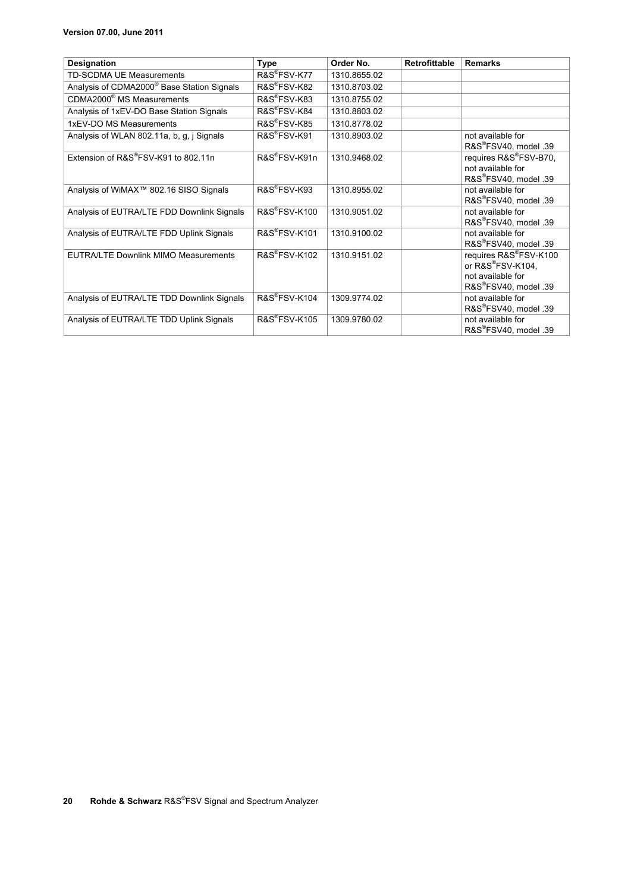| Designation | Type | Order No. | Retrofittable | Remarks |
| --- | --- | --- | --- | --- |
| TD-SCDMA UE Measurements | R&S®FSV-K77 | 1310.8655.02 | | |
| Analysis of CDMA2000® Base Station Signals | R&S®FSV-K82 | 1310.8703.02 | | |
| CDMA2000® MS Measurements | R&S®FSV-K83 | 1310.8755.02 | | |
| Analysis of 1xEV-DO Base Station Signals | R&S®FSV-K84 | 1310.8803.02 | | |
| 1xEV-DO MS Measurements | R&S®FSV-K85 | 1310.8778.02 | | |
| Analysis of WLAN 802.11a, b, g, j Signals | R&S®FSV-K91 | 1310.8903.02 | | not available for R&S®FSV40, model .39 |
| Extension of R&S®FSV-K91 to 802.11n | R&S®FSV-K91n | 1310.9468.02 | | requires R&S®FSV-B70, not available for R&S®FSV40, model .39 |
| Analysis of WiMAX™ 802.16 SISO Signals | R&S®FSV-K93 | 1310.8955.02 | | not available for R&S®FSV40, model .39 |
| Analysis of EUTRA/LTE FDD Downlink Signals | R&S®FSV-K100 | 1310.9051.02 | | not available for R&S®FSV40, model .39 |
| Analysis of EUTRA/LTE FDD Uplink Signals | R&S®FSV-K101 | 1310.9100.02 | | not available for R&S®FSV40, model .39 |
| EUTRA/LTE Downlink MIMO Measurements | R&S®FSV-K102 | 1310.9151.02 | | requires R&S®FSV-K100 or R&S®FSV-K104, not available for R&S®FSV40, model .39 |
| Analysis of EUTRA/LTE TDD Downlink Signals | R&S®FSV-K104 | 1309.9774.02 | | not available for R&S®FSV40, model .39 |
| Analysis of EUTRA/LTE TDD Uplink Signals | R&S®FSV-K105 | 1309.9780.02 | | not available for R&S®FSV40, model .39 |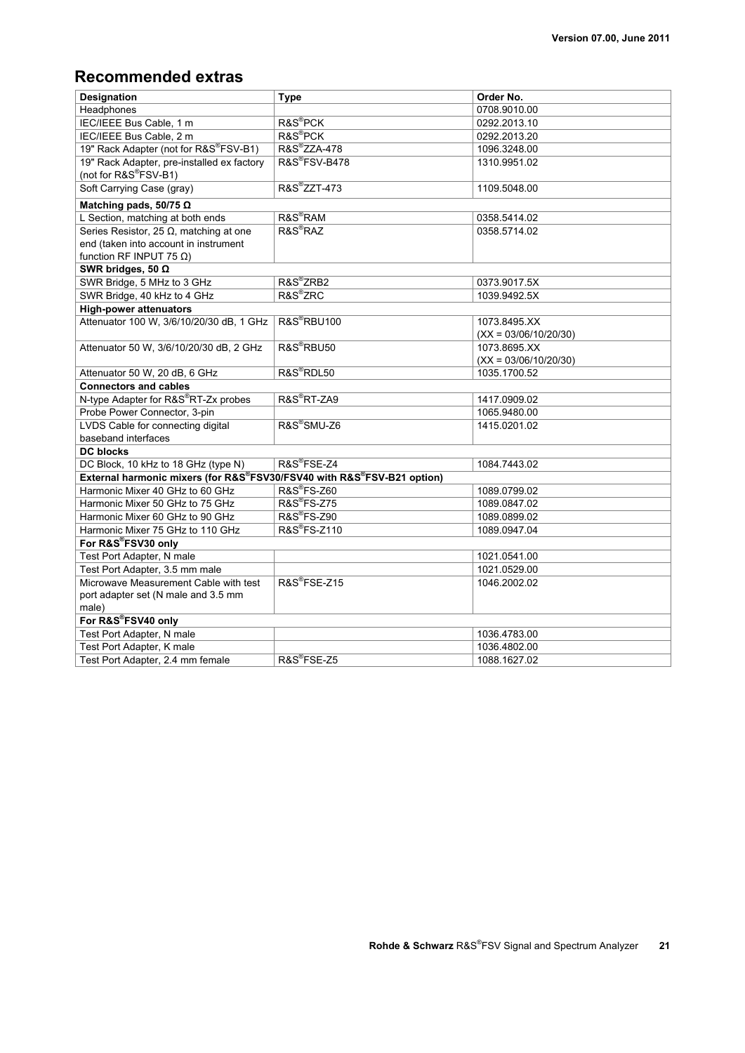## Recommended extras

| Designation | Type | Order No. |
|---|---|---|
| Headphones | | 0708.9010.00 |
| IEC/IEEE Bus Cable, 1 m | R&S®PCK | 0292.2013.10 |
| IEC/IEEE Bus Cable, 2 m | R&S®PCK | 0292.2013.20 |
| 19" Rack Adapter (not for R&S®FSV-B1) | R&S®ZZA-478 | 1096.3248.00 |
| 19" Rack Adapter, pre-installed ex factory (not for R&S®FSV-B1) | R&S®FSV-B478 | 1310.9951.02 |
| Soft Carrying Case (gray) | R&S®ZZT-473 | 1109.5048.00 |
| **Matching pads, 50/75 Ω** | | |
| L Section, matching at both ends | R&S®RAM | 0358.5414.02 |
| Series Resistor, 25 Ω, matching at one end (taken into account in instrument function RF INPUT 75 Ω) | R&S®RAZ | 0358.5714.02 |
| **SWR bridges, 50 Ω** | | |
| SWR Bridge, 5 MHz to 3 GHz | R&S®ZRB2 | 0373.9017.5X |
| SWR Bridge, 40 kHz to 4 GHz | R&S®ZRC | 1039.9492.5X |
| **High-power attenuators** | | |
| Attenuator 100 W, 3/6/10/20/30 dB, 1 GHz | R&S®RBU100 | 1073.8495.XX (XX = 03/06/10/20/30) |
| Attenuator 50 W, 3/6/10/20/30 dB, 2 GHz | R&S®RBU50 | 1073.8695.XX (XX = 03/06/10/20/30) |
| Attenuator 50 W, 20 dB, 6 GHz | R&S®RDL50 | 1035.1700.52 |
| **Connectors and cables** | | |
| N-type Adapter for R&S®RT-Zx probes | R&S®RT-ZA9 | 1417.0909.02 |
| Probe Power Connector, 3-pin | | 1065.9480.00 |
| LVDS Cable for connecting digital baseband interfaces | R&S®SMU-Z6 | 1415.0201.02 |
| **DC blocks** | | |
| DC Block, 10 kHz to 18 GHz (type N) | R&S®FSE-Z4 | 1084.7443.02 |
| **External harmonic mixers (for R&S®FSV30/FSV40 with R&S®FSV-B21 option)** | | |
| Harmonic Mixer 40 GHz to 60 GHz | R&S®FS-Z60 | 1089.0799.02 |
| Harmonic Mixer 50 GHz to 75 GHz | R&S®FS-Z75 | 1089.0847.02 |
| Harmonic Mixer 60 GHz to 90 GHz | R&S®FS-Z90 | 1089.0899.02 |
| Harmonic Mixer 75 GHz to 110 GHz | R&S®FS-Z110 | 1089.0947.04 |
| **For R&S®FSV30 only** | | |
| Test Port Adapter, N male | | 1021.0541.00 |
| Test Port Adapter, 3.5 mm male | | 1021.0529.00 |
| Microwave Measurement Cable with test port adapter set (N male and 3.5 mm male) | R&S®FSE-Z15 | 1046.2002.02 |
| **For R&S®FSV40 only** | | |
| Test Port Adapter, N male | | 1036.4783.00 |
| Test Port Adapter, K male | | 1036.4802.00 |
| Test Port Adapter, 2.4 mm female | R&S®FSE-Z5 | 1088.1627.02 |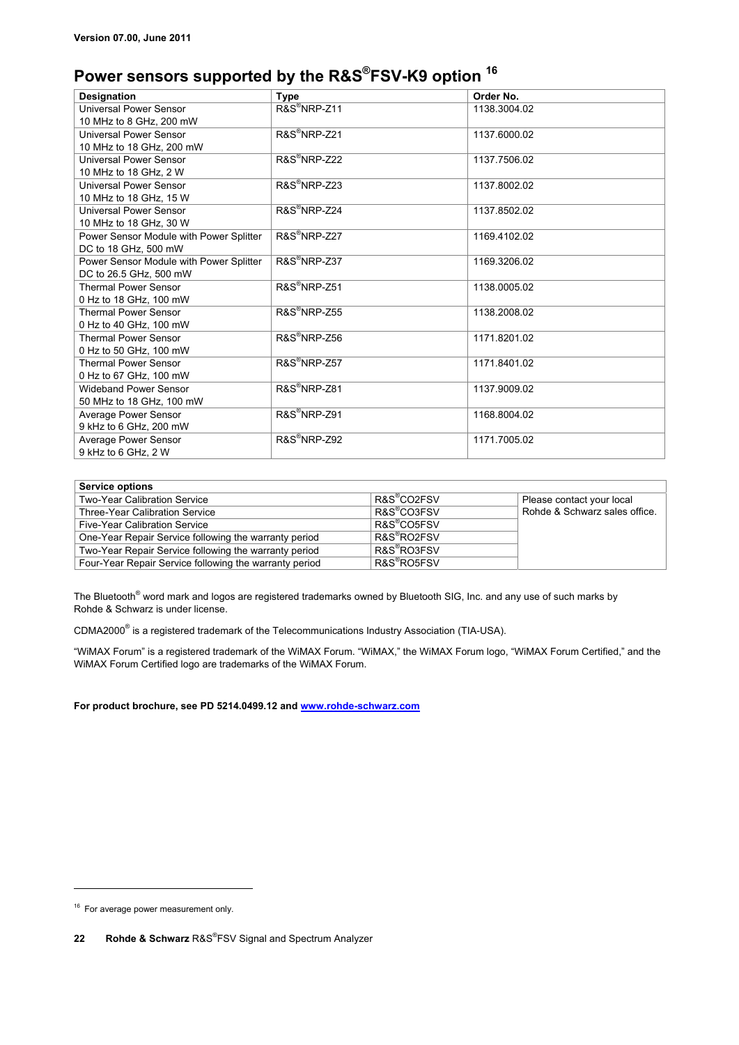Version 07.00, June 2011

# Power sensors supported by the R&S®FSV-K9 option [16]

| Designation | Type | Order No. |
|---|---|---|
| Universal Power Sensor<br>10 MHz to 8 GHz, 200 mW | R&S®NRP-Z11 | 1138.3004.02 |
| Universal Power Sensor<br>10 MHz to 18 GHz, 200 mW | R&S®NRP-Z21 | 1137.6000.02 |
| Universal Power Sensor<br>10 MHz to 18 GHz, 2 W | R&S®NRP-Z22 | 1137.7506.02 |
| Universal Power Sensor<br>10 MHz to 18 GHz, 15 W | R&S®NRP-Z23 | 1137.8002.02 |
| Universal Power Sensor<br>10 MHz to 18 GHz, 30 W | R&S®NRP-Z24 | 1137.8502.02 |
| Power Sensor Module with Power Splitter<br>DC to 18 GHz, 500 mW | R&S®NRP-Z27 | 1169.4102.02 |
| Power Sensor Module with Power Splitter<br>DC to 26.5 GHz, 500 mW | R&S®NRP-Z37 | 1169.3206.02 |
| Thermal Power Sensor<br>0 Hz to 18 GHz, 100 mW | R&S®NRP-Z51 | 1138.0005.02 |
| Thermal Power Sensor<br>0 Hz to 40 GHz, 100 mW | R&S®NRP-Z55 | 1138.2008.02 |
| Thermal Power Sensor<br>0 Hz to 50 GHz, 100 mW | R&S®NRP-Z56 | 1171.8201.02 |
| Thermal Power Sensor<br>0 Hz to 67 GHz, 100 mW | R&S®NRP-Z57 | 1171.8401.02 |
| Wideband Power Sensor<br>50 MHz to 18 GHz, 100 mW | R&S®NRP-Z81 | 1137.9009.02 |
| Average Power Sensor<br>9 kHz to 6 GHz, 200 mW | R&S®NRP-Z91 | 1168.8004.02 |
| Average Power Sensor<br>9 kHz to 6 GHz, 2 W | R&S®NRP-Z92 | 1171.7005.02 |

| Service options | | |
|---|---|---|
| Two-Year Calibration Service | R&S®CO2FSV | Please contact your local Rohde & Schwarz sales office. |
| Three-Year Calibration Service | R&S®CO3FSV | |
| Five-Year Calibration Service | R&S®CO5FSV | |
| One-Year Repair Service following the warranty period | R&S®RO2FSV | |
| Two-Year Repair Service following the warranty period | R&S®RO3FSV | |
| Four-Year Repair Service following the warranty period | R&S®RO5FSV | |

The Bluetooth® word mark and logos are registered trademarks owned by Bluetooth SIG, Inc. and any use of such marks by Rohde & Schwarz is under license.

CDMA2000® is a registered trademark of the Telecommunications Industry Association (TIA-USA).

"WiMAX Forum" is a registered trademark of the WiMAX Forum. "WiMAX," the WiMAX Forum logo, "WiMAX Forum Certified," and the WiMAX Forum Certified logo are trademarks of the WiMAX Forum.

**For product brochure, see PD 5214.0499.12 and [www.rohde-schwarz.com](http://www.rohde-schwarz.com)**

[16] For average power measurement only.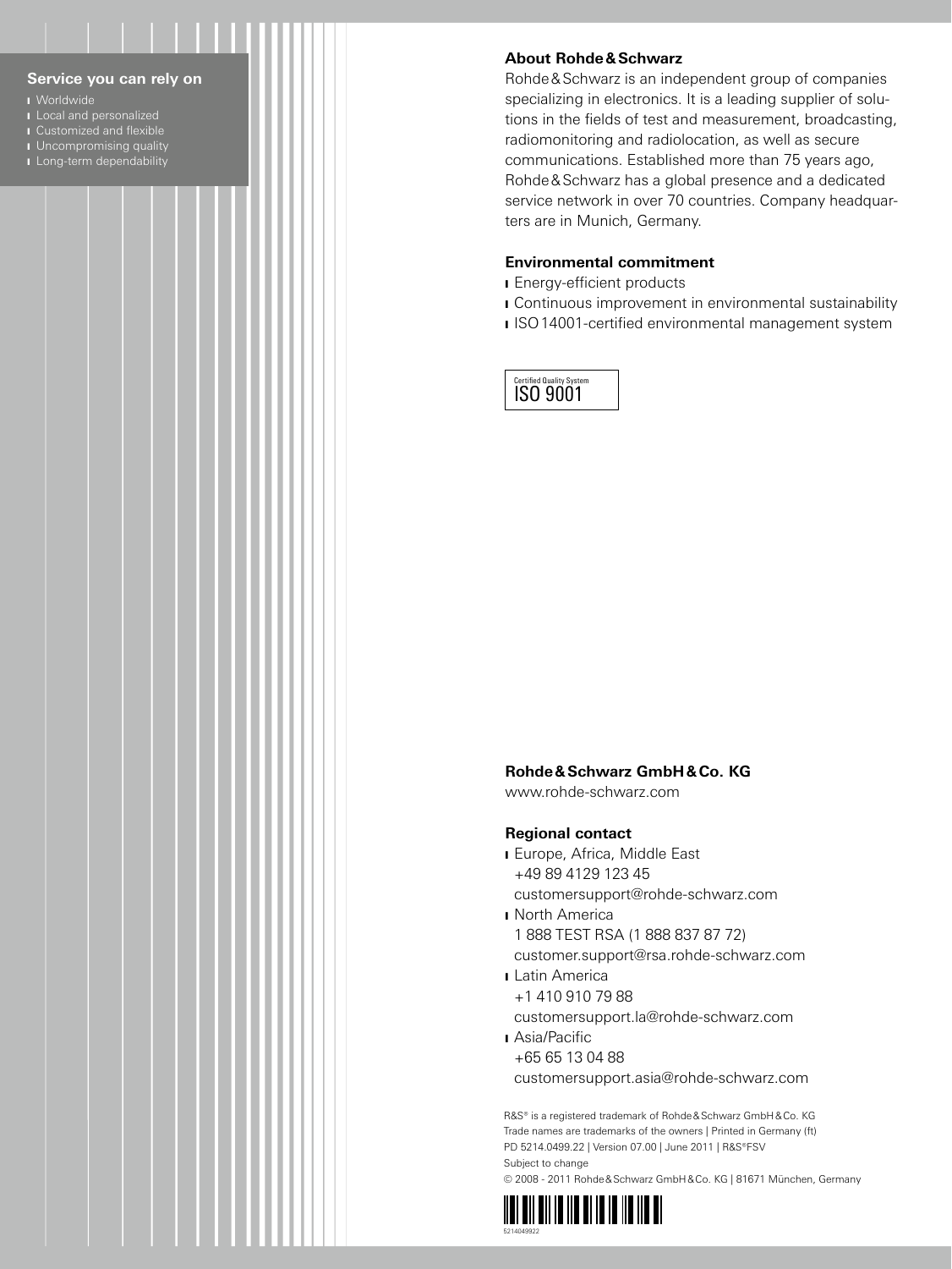**Service you can rely on**

- Worldwide
- Local and personalized
- Customized and flexible
- Uncompromising quality
- Long-term dependability

**About Rohde & Schwarz**

Rohde & Schwarz is an independent group of companies specializing in electronics. It is a leading supplier of solutions in the fields of test and measurement, broadcasting, radiomonitoring and radiolocation, as well as secure communications. Established more than 75 years ago, Rohde & Schwarz has a global presence and a dedicated service network in over 70 countries. Company headquarters are in Munich, Germany.

**Environmental commitment**

- Energy-efficient products
- Continuous improvement in environmental sustainability
- ISO 14001-certified environmental management system

Certified Quality System
ISO 9001

**Rohde & Schwarz GmbH & Co. KG**

www.rohde-schwarz.com

**Regional contact**

- Europe, Africa, Middle East
  +49 89 4129 123 45
  customersupport@rohde-schwarz.com
- North America
  1 888 TEST RSA (1 888 837 87 72)
  customer.support@rsa.rohde-schwarz.com
- Latin America
  +1 410 910 79 88
  customersupport.la@rohde-schwarz.com
- Asia/Pacific
  +65 65 13 04 88
  customersupport.asia@rohde-schwarz.com

R&S® is a registered trademark of Rohde & Schwarz GmbH & Co. KG
Trade names are trademarks of the owners | Printed in Germany (ft)
PD 5214.0499.22 | Version 07.00 | June 2011 | R&S®FSV
Subject to change
© 2008 - 2011 Rohde & Schwarz GmbH & Co. KG | 81671 München, Germany

5214049922